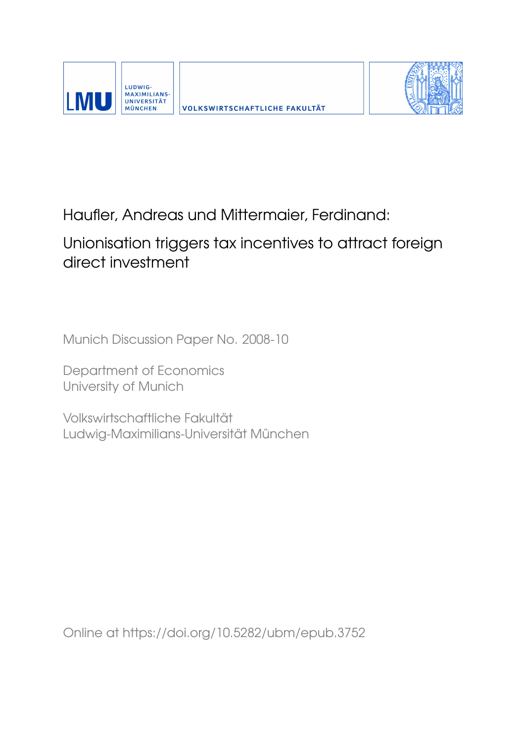LMU

LUDWIG-MAXIMILIANS-UNIVERSITÄT MÜNCHEN

VOLKSWIRTSCHAFTLICHE FAKULTÄT

Haufler, Andreas und Mittermaier, Ferdinand:

# Unionisation triggers tax incentives to attract foreign direct investment

Munich Discussion Paper No. 2008-10

Department of Economics
University of Munich

Volkswirtschaftliche Fakultät
Ludwig-Maximilians-Universität München

Online at https://doi.org/10.5282/ubm/epub.3752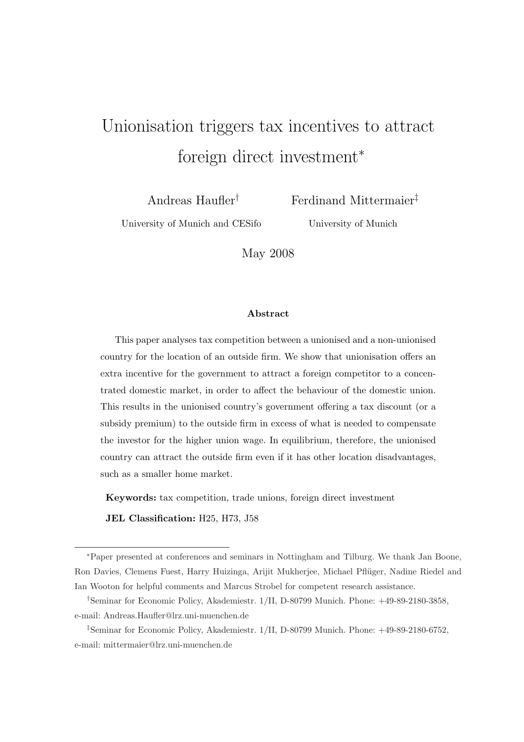# Unionisation triggers tax incentives to attract foreign direct investment*

Andreas Haufler†  
University of Munich and CESifo

Ferdinand Mittermaier‡  
University of Munich

May 2008

**Abstract**

This paper analyses tax competition between a unionised and a non-unionised country for the location of an outside firm. We show that unionisation offers an extra incentive for the government to attract a foreign competitor to a concentrated domestic market, in order to affect the behaviour of the domestic union. This results in the unionised country's government offering a tax discount (or a subsidy premium) to the outside firm in excess of what is needed to compensate the investor for the higher union wage. In equilibrium, therefore, the unionised country can attract the outside firm even if it has other location disadvantages, such as a smaller home market.

**Keywords:** tax competition, trade unions, foreign direct investment

**JEL Classification:** H25, H73, J58

---

*Paper presented at conferences and seminars in Nottingham and Tilburg. We thank Jan Boone, Ron Davies, Clemens Fuest, Harry Huizinga, Arijit Mukherjee, Michael Pflüger, Nadine Riedel and Ian Wooton for helpful comments and Marcus Strobel for competent research assistance.

†Seminar for Economic Policy, Akademiestr. 1/II, D-80799 Munich. Phone: +49-89-2180-3858, e-mail: Andreas.Haufler@lrz.uni-muenchen.de

‡Seminar for Economic Policy, Akademiestr. 1/II, D-80799 Munich. Phone: +49-89-2180-6752, e-mail: mittermaier@lrz.uni-muenchen.de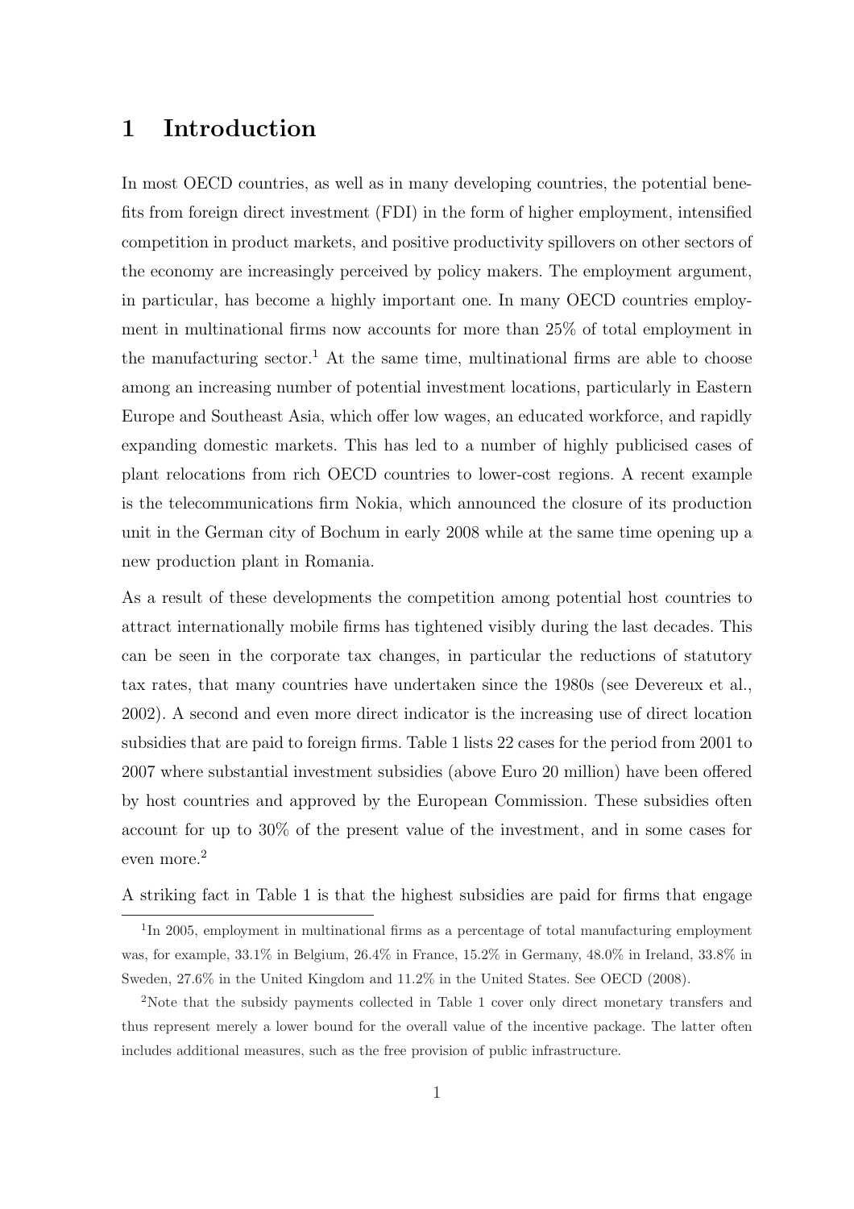# 1 Introduction

In most OECD countries, as well as in many developing countries, the potential benefits from foreign direct investment (FDI) in the form of higher employment, intensified competition in product markets, and positive productivity spillovers on other sectors of the economy are increasingly perceived by policy makers. The employment argument, in particular, has become a highly important one. In many OECD countries employment in multinational firms now accounts for more than 25% of total employment in the manufacturing sector.[1] At the same time, multinational firms are able to choose among an increasing number of potential investment locations, particularly in Eastern Europe and Southeast Asia, which offer low wages, an educated workforce, and rapidly expanding domestic markets. This has led to a number of highly publicised cases of plant relocations from rich OECD countries to lower-cost regions. A recent example is the telecommunications firm Nokia, which announced the closure of its production unit in the German city of Bochum in early 2008 while at the same time opening up a new production plant in Romania.

As a result of these developments the competition among potential host countries to attract internationally mobile firms has tightened visibly during the last decades. This can be seen in the corporate tax changes, in particular the reductions of statutory tax rates, that many countries have undertaken since the 1980s (see Devereux et al., 2002). A second and even more direct indicator is the increasing use of direct location subsidies that are paid to foreign firms. Table 1 lists 22 cases for the period from 2001 to 2007 where substantial investment subsidies (above Euro 20 million) have been offered by host countries and approved by the European Commission. These subsidies often account for up to 30% of the present value of the investment, and in some cases for even more.[2]

A striking fact in Table 1 is that the highest subsidies are paid for firms that engage

---

[1] In 2005, employment in multinational firms as a percentage of total manufacturing employment was, for example, 33.1% in Belgium, 26.4% in France, 15.2% in Germany, 48.0% in Ireland, 33.8% in Sweden, 27.6% in the United Kingdom and 11.2% in the United States. See OECD (2008).

[2] Note that the subsidy payments collected in Table 1 cover only direct monetary transfers and thus represent merely a lower bound for the overall value of the incentive package. The latter often includes additional measures, such as the free provision of public infrastructure.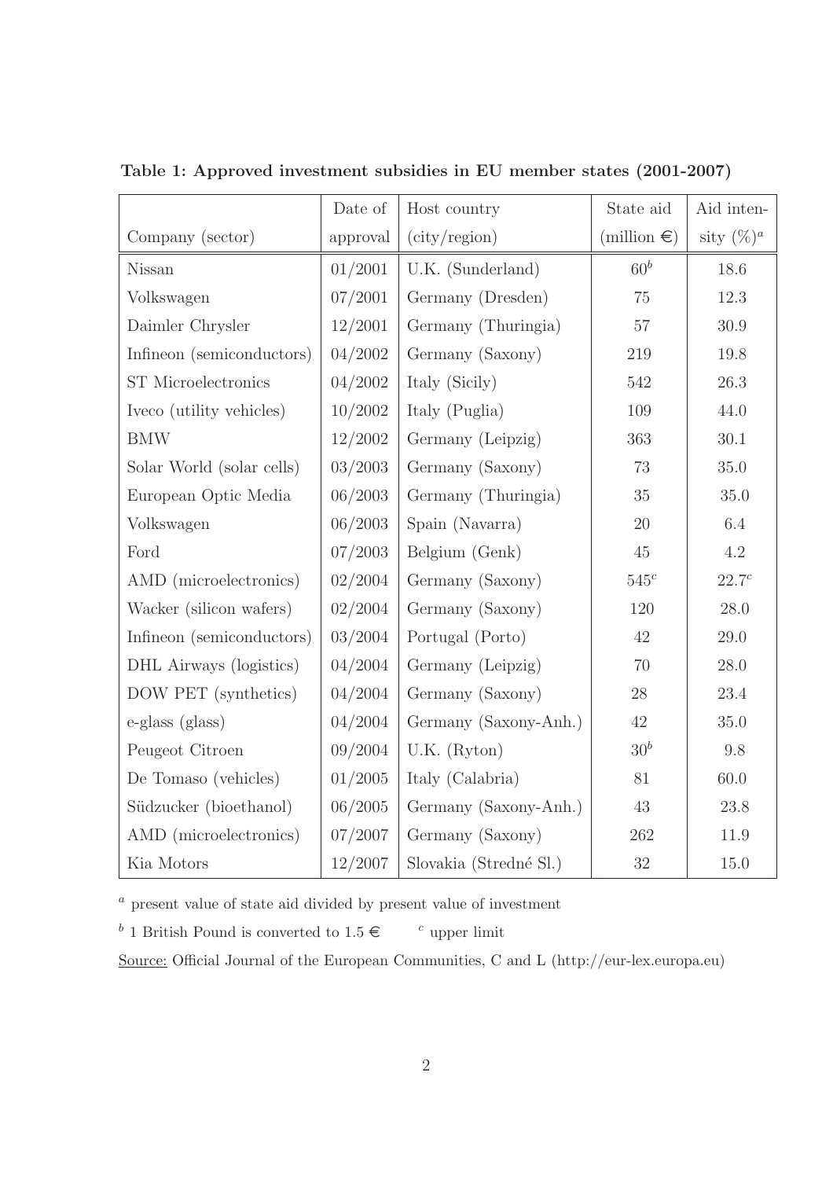**Table 1: Approved investment subsidies in EU member states (2001-2007)**

| Company (sector) | Date of approval | Host country (city/region) | State aid (million €) | Aid intensity (%)[a] |
|---|---|---|---|---|
| Nissan | 01/2001 | U.K. (Sunderland) | 60[b] | 18.6 |
| Volkswagen | 07/2001 | Germany (Dresden) | 75 | 12.3 |
| Daimler Chrysler | 12/2001 | Germany (Thuringia) | 57 | 30.9 |
| Infineon (semiconductors) | 04/2002 | Germany (Saxony) | 219 | 19.8 |
| ST Microelectronics | 04/2002 | Italy (Sicily) | 542 | 26.3 |
| Iveco (utility vehicles) | 10/2002 | Italy (Puglia) | 109 | 44.0 |
| BMW | 12/2002 | Germany (Leipzig) | 363 | 30.1 |
| Solar World (solar cells) | 03/2003 | Germany (Saxony) | 73 | 35.0 |
| European Optic Media | 06/2003 | Germany (Thuringia) | 35 | 35.0 |
| Volkswagen | 06/2003 | Spain (Navarra) | 20 | 6.4 |
| Ford | 07/2003 | Belgium (Genk) | 45 | 4.2 |
| AMD (microelectronics) | 02/2004 | Germany (Saxony) | 545[c] | 22.7[c] |
| Wacker (silicon wafers) | 02/2004 | Germany (Saxony) | 120 | 28.0 |
| Infineon (semiconductors) | 03/2004 | Portugal (Porto) | 42 | 29.0 |
| DHL Airways (logistics) | 04/2004 | Germany (Leipzig) | 70 | 28.0 |
| DOW PET (synthetics) | 04/2004 | Germany (Saxony) | 28 | 23.4 |
| e-glass (glass) | 04/2004 | Germany (Saxony-Anh.) | 42 | 35.0 |
| Peugeot Citroen | 09/2004 | U.K. (Ryton) | 30[b] | 9.8 |
| De Tomaso (vehicles) | 01/2005 | Italy (Calabria) | 81 | 60.0 |
| Südzucker (bioethanol) | 06/2005 | Germany (Saxony-Anh.) | 43 | 23.8 |
| AMD (microelectronics) | 07/2007 | Germany (Saxony) | 262 | 11.9 |
| Kia Motors | 12/2007 | Slovakia (Stredné Sl.) | 32 | 15.0 |

[a] present value of state aid divided by present value of investment

[b] 1 British Pound is converted to 1.5 € [c] upper limit

Source: Official Journal of the European Communities, C and L (http://eur-lex.europa.eu)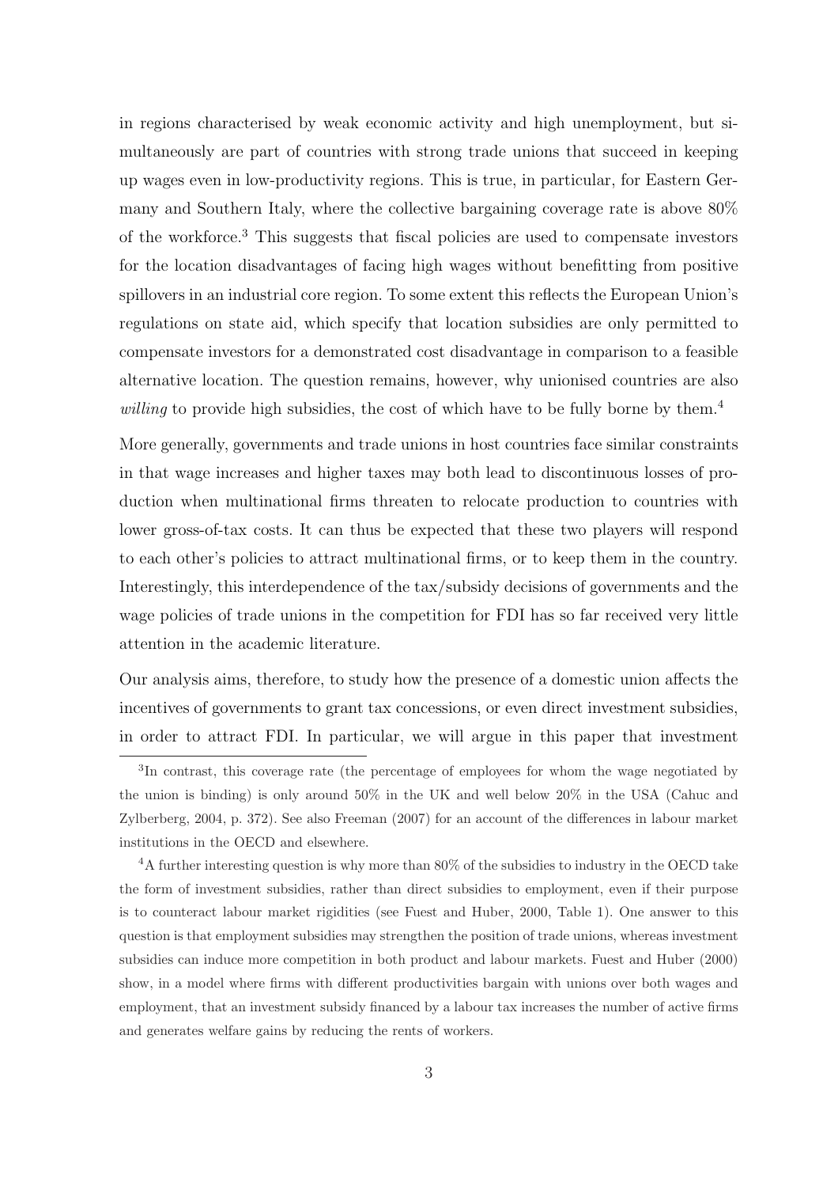in regions characterised by weak economic activity and high unemployment, but simultaneously are part of countries with strong trade unions that succeed in keeping up wages even in low-productivity regions. This is true, in particular, for Eastern Germany and Southern Italy, where the collective bargaining coverage rate is above 80% of the workforce.[3] This suggests that fiscal policies are used to compensate investors for the location disadvantages of facing high wages without benefitting from positive spillovers in an industrial core region. To some extent this reflects the European Union's regulations on state aid, which specify that location subsidies are only permitted to compensate investors for a demonstrated cost disadvantage in comparison to a feasible alternative location. The question remains, however, why unionised countries are also *willing* to provide high subsidies, the cost of which have to be fully borne by them.[4]

More generally, governments and trade unions in host countries face similar constraints in that wage increases and higher taxes may both lead to discontinuous losses of production when multinational firms threaten to relocate production to countries with lower gross-of-tax costs. It can thus be expected that these two players will respond to each other's policies to attract multinational firms, or to keep them in the country. Interestingly, this interdependence of the tax/subsidy decisions of governments and the wage policies of trade unions in the competition for FDI has so far received very little attention in the academic literature.

Our analysis aims, therefore, to study how the presence of a domestic union affects the incentives of governments to grant tax concessions, or even direct investment subsidies, in order to attract FDI. In particular, we will argue in this paper that investment

[3] In contrast, this coverage rate (the percentage of employees for whom the wage negotiated by the union is binding) is only around 50% in the UK and well below 20% in the USA (Cahuc and Zylberberg, 2004, p. 372). See also Freeman (2007) for an account of the differences in labour market institutions in the OECD and elsewhere.

[4] A further interesting question is why more than 80% of the subsidies to industry in the OECD take the form of investment subsidies, rather than direct subsidies to employment, even if their purpose is to counteract labour market rigidities (see Fuest and Huber, 2000, Table 1). One answer to this question is that employment subsidies may strengthen the position of trade unions, whereas investment subsidies can induce more competition in both product and labour markets. Fuest and Huber (2000) show, in a model where firms with different productivities bargain with unions over both wages and employment, that an investment subsidy financed by a labour tax increases the number of active firms and generates welfare gains by reducing the rents of workers.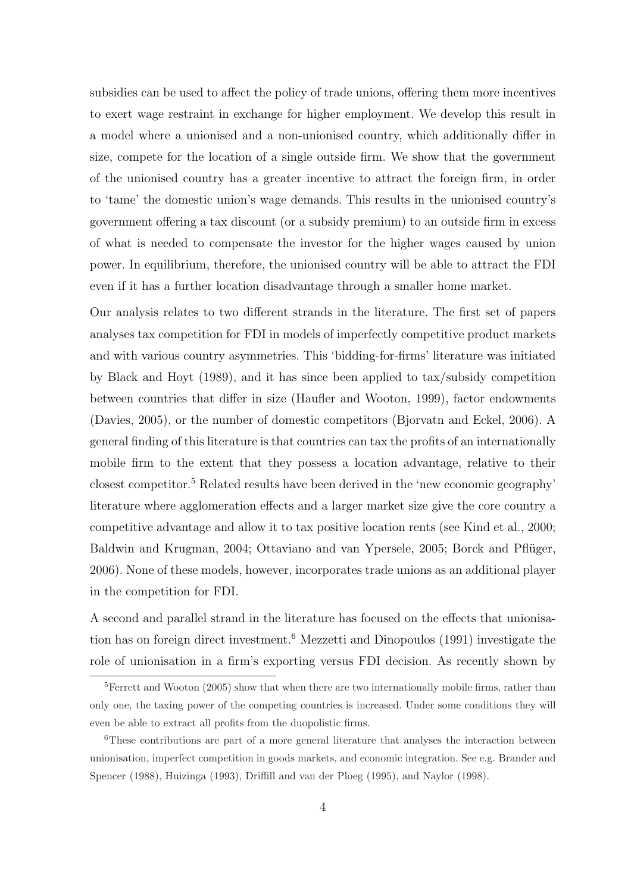subsidies can be used to affect the policy of trade unions, offering them more incentives to exert wage restraint in exchange for higher employment. We develop this result in a model where a unionised and a non-unionised country, which additionally differ in size, compete for the location of a single outside firm. We show that the government of the unionised country has a greater incentive to attract the foreign firm, in order to 'tame' the domestic union's wage demands. This results in the unionised country's government offering a tax discount (or a subsidy premium) to an outside firm in excess of what is needed to compensate the investor for the higher wages caused by union power. In equilibrium, therefore, the unionised country will be able to attract the FDI even if it has a further location disadvantage through a smaller home market.

Our analysis relates to two different strands in the literature. The first set of papers analyses tax competition for FDI in models of imperfectly competitive product markets and with various country asymmetries. This 'bidding-for-firms' literature was initiated by Black and Hoyt (1989), and it has since been applied to tax/subsidy competition between countries that differ in size (Haufler and Wooton, 1999), factor endowments (Davies, 2005), or the number of domestic competitors (Bjorvatn and Eckel, 2006). A general finding of this literature is that countries can tax the profits of an internationally mobile firm to the extent that they possess a location advantage, relative to their closest competitor.[5] Related results have been derived in the 'new economic geography' literature where agglomeration effects and a larger market size give the core country a competitive advantage and allow it to tax positive location rents (see Kind et al., 2000; Baldwin and Krugman, 2004; Ottaviano and van Ypersele, 2005; Borck and Pflüger, 2006). None of these models, however, incorporates trade unions as an additional player in the competition for FDI.

A second and parallel strand in the literature has focused on the effects that unionisation has on foreign direct investment.[6] Mezzetti and Dinopoulos (1991) investigate the role of unionisation in a firm's exporting versus FDI decision. As recently shown by

[5] Ferrett and Wooton (2005) show that when there are two internationally mobile firms, rather than only one, the taxing power of the competing countries is increased. Under some conditions they will even be able to extract all profits from the duopolistic firms.

[6] These contributions are part of a more general literature that analyses the interaction between unionisation, imperfect competition in goods markets, and economic integration. See e.g. Brander and Spencer (1988), Huizinga (1993), Driffill and van der Ploeg (1995), and Naylor (1998).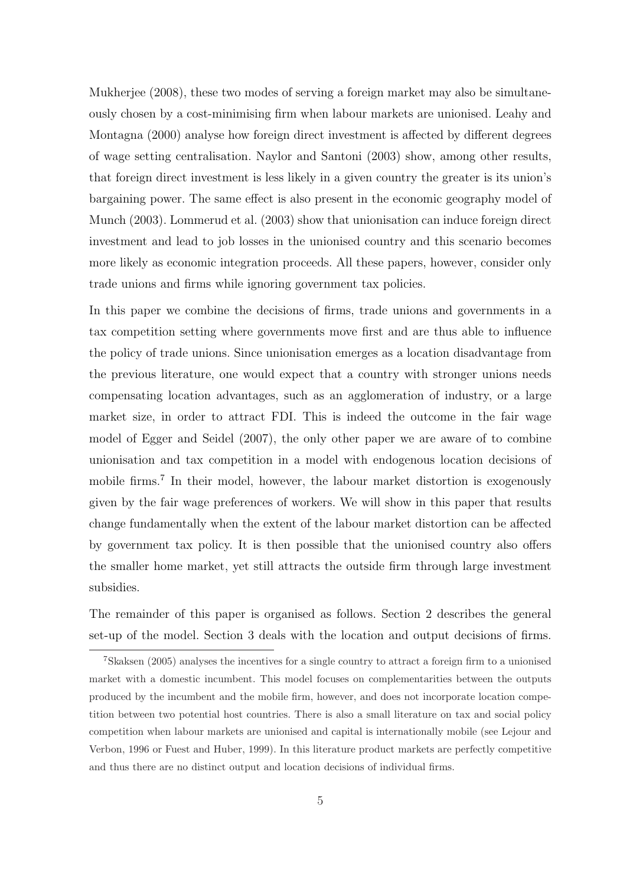Mukherjee (2008), these two modes of serving a foreign market may also be simultaneously chosen by a cost-minimising firm when labour markets are unionised. Leahy and Montagna (2000) analyse how foreign direct investment is affected by different degrees of wage setting centralisation. Naylor and Santoni (2003) show, among other results, that foreign direct investment is less likely in a given country the greater is its union's bargaining power. The same effect is also present in the economic geography model of Munch (2003). Lommerud et al. (2003) show that unionisation can induce foreign direct investment and lead to job losses in the unionised country and this scenario becomes more likely as economic integration proceeds. All these papers, however, consider only trade unions and firms while ignoring government tax policies.

In this paper we combine the decisions of firms, trade unions and governments in a tax competition setting where governments move first and are thus able to influence the policy of trade unions. Since unionisation emerges as a location disadvantage from the previous literature, one would expect that a country with stronger unions needs compensating location advantages, such as an agglomeration of industry, or a large market size, in order to attract FDI. This is indeed the outcome in the fair wage model of Egger and Seidel (2007), the only other paper we are aware of to combine unionisation and tax competition in a model with endogenous location decisions of mobile firms.[7] In their model, however, the labour market distortion is exogenously given by the fair wage preferences of workers. We will show in this paper that results change fundamentally when the extent of the labour market distortion can be affected by government tax policy. It is then possible that the unionised country also offers the smaller home market, yet still attracts the outside firm through large investment subsidies.

The remainder of this paper is organised as follows. Section 2 describes the general set-up of the model. Section 3 deals with the location and output decisions of firms.

[7] Skaksen (2005) analyses the incentives for a single country to attract a foreign firm to a unionised market with a domestic incumbent. This model focuses on complementarities between the outputs produced by the incumbent and the mobile firm, however, and does not incorporate location competition between two potential host countries. There is also a small literature on tax and social policy competition when labour markets are unionised and capital is internationally mobile (see Lejour and Verbon, 1996 or Fuest and Huber, 1999). In this literature product markets are perfectly competitive and thus there are no distinct output and location decisions of individual firms.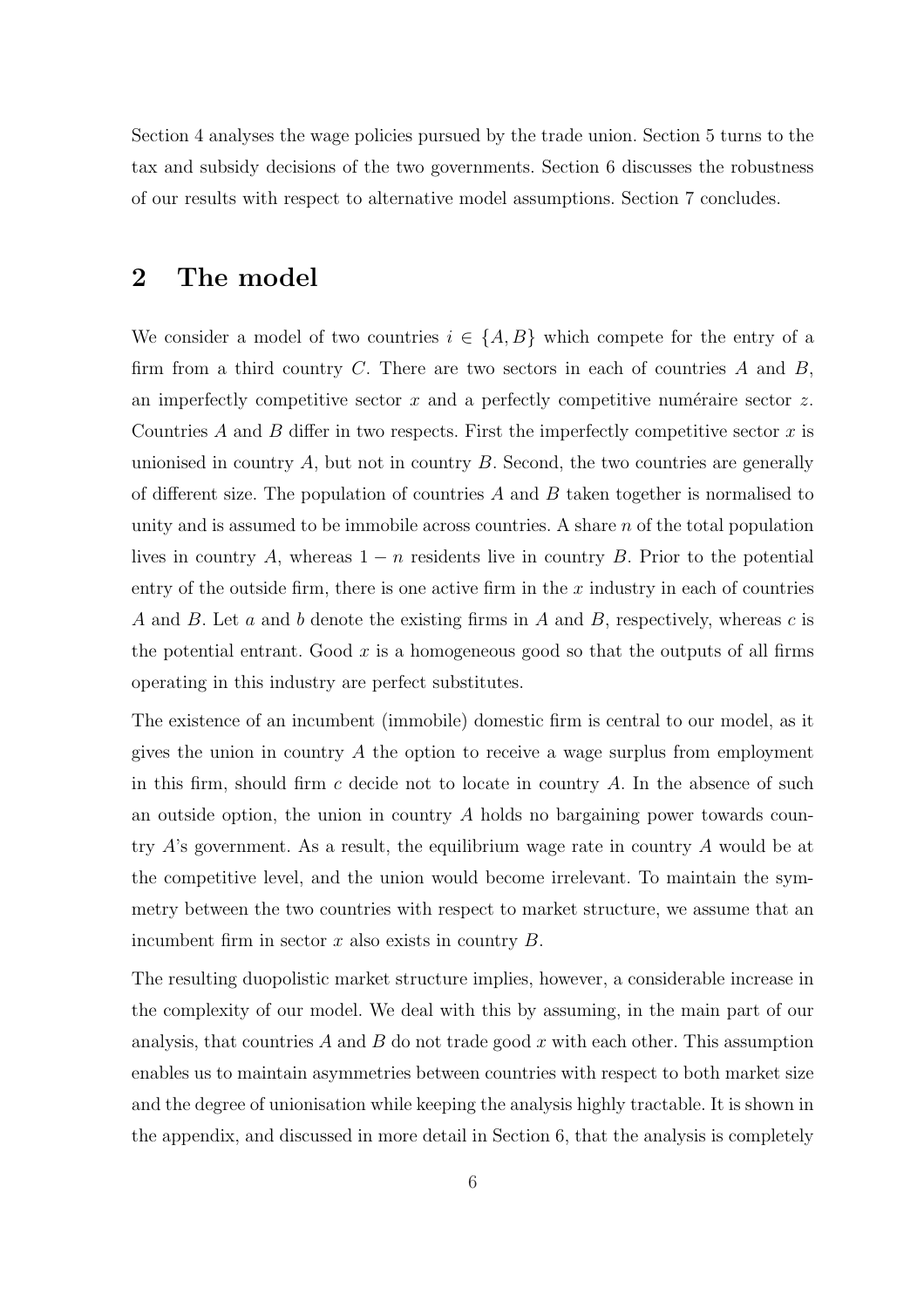Section 4 analyses the wage policies pursued by the trade union. Section 5 turns to the tax and subsidy decisions of the two governments. Section 6 discusses the robustness of our results with respect to alternative model assumptions. Section 7 concludes.

## 2 The model

We consider a model of two countries $i \in \{A, B\}$ which compete for the entry of a firm from a third country $C$. There are two sectors in each of countries $A$ and $B$, an imperfectly competitive sector $x$ and a perfectly competitive numéraire sector $z$. Countries $A$ and $B$ differ in two respects. First the imperfectly competitive sector $x$ is unionised in country $A$, but not in country $B$. Second, the two countries are generally of different size. The population of countries $A$ and $B$ taken together is normalised to unity and is assumed to be immobile across countries. A share $n$ of the total population lives in country $A$, whereas $1 - n$ residents live in country $B$. Prior to the potential entry of the outside firm, there is one active firm in the $x$ industry in each of countries $A$ and $B$. Let $a$ and $b$ denote the existing firms in $A$ and $B$, respectively, whereas $c$ is the potential entrant. Good $x$ is a homogeneous good so that the outputs of all firms operating in this industry are perfect substitutes.

The existence of an incumbent (immobile) domestic firm is central to our model, as it gives the union in country $A$ the option to receive a wage surplus from employment in this firm, should firm $c$ decide not to locate in country $A$. In the absence of such an outside option, the union in country $A$ holds no bargaining power towards country $A$'s government. As a result, the equilibrium wage rate in country $A$ would be at the competitive level, and the union would become irrelevant. To maintain the symmetry between the two countries with respect to market structure, we assume that an incumbent firm in sector $x$ also exists in country $B$.

The resulting duopolistic market structure implies, however, a considerable increase in the complexity of our model. We deal with this by assuming, in the main part of our analysis, that countries $A$ and $B$ do not trade good $x$ with each other. This assumption enables us to maintain asymmetries between countries with respect to both market size and the degree of unionisation while keeping the analysis highly tractable. It is shown in the appendix, and discussed in more detail in Section 6, that the analysis is completely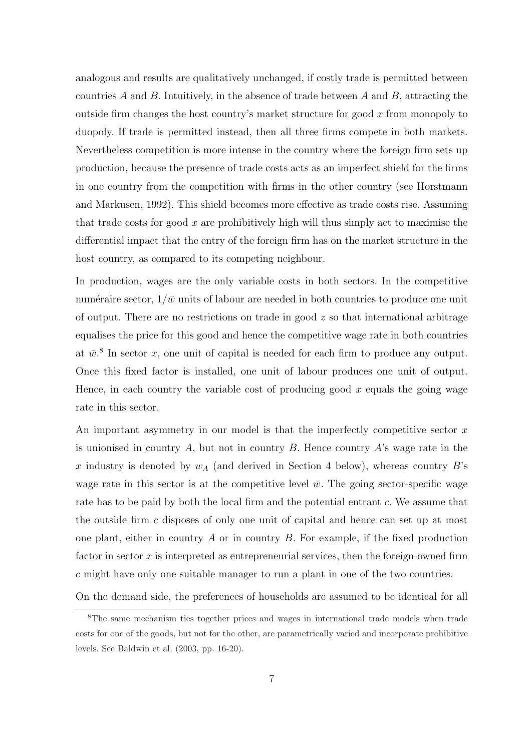analogous and results are qualitatively unchanged, if costly trade is permitted between countries $A$ and $B$. Intuitively, in the absence of trade between $A$ and $B$, attracting the outside firm changes the host country's market structure for good $x$ from monopoly to duopoly. If trade is permitted instead, then all three firms compete in both markets. Nevertheless competition is more intense in the country where the foreign firm sets up production, because the presence of trade costs acts as an imperfect shield for the firms in one country from the competition with firms in the other country (see Horstmann and Markusen, 1992). This shield becomes more effective as trade costs rise. Assuming that trade costs for good $x$ are prohibitively high will thus simply act to maximise the differential impact that the entry of the foreign firm has on the market structure in the host country, as compared to its competing neighbour.

In production, wages are the only variable costs in both sectors. In the competitive numéraire sector, $1/\bar{w}$ units of labour are needed in both countries to produce one unit of output. There are no restrictions on trade in good $z$ so that international arbitrage equalises the price for this good and hence the competitive wage rate in both countries at $\bar{w}$.[8] In sector $x$, one unit of capital is needed for each firm to produce any output. Once this fixed factor is installed, one unit of labour produces one unit of output. Hence, in each country the variable cost of producing good $x$ equals the going wage rate in this sector.

An important asymmetry in our model is that the imperfectly competitive sector $x$ is unionised in country $A$, but not in country $B$. Hence country $A$'s wage rate in the $x$ industry is denoted by $w_A$ (and derived in Section 4 below), whereas country $B$'s wage rate in this sector is at the competitive level $\bar{w}$. The going sector-specific wage rate has to be paid by both the local firm and the potential entrant $c$. We assume that the outside firm $c$ disposes of only one unit of capital and hence can set up at most one plant, either in country $A$ or in country $B$. For example, if the fixed production factor in sector $x$ is interpreted as entrepreneurial services, then the foreign-owned firm $c$ might have only one suitable manager to run a plant in one of the two countries.

On the demand side, the preferences of households are assumed to be identical for all

[8]The same mechanism ties together prices and wages in international trade models when trade costs for one of the goods, but not for the other, are parametrically varied and incorporate prohibitive levels. See Baldwin et al. (2003, pp. 16-20).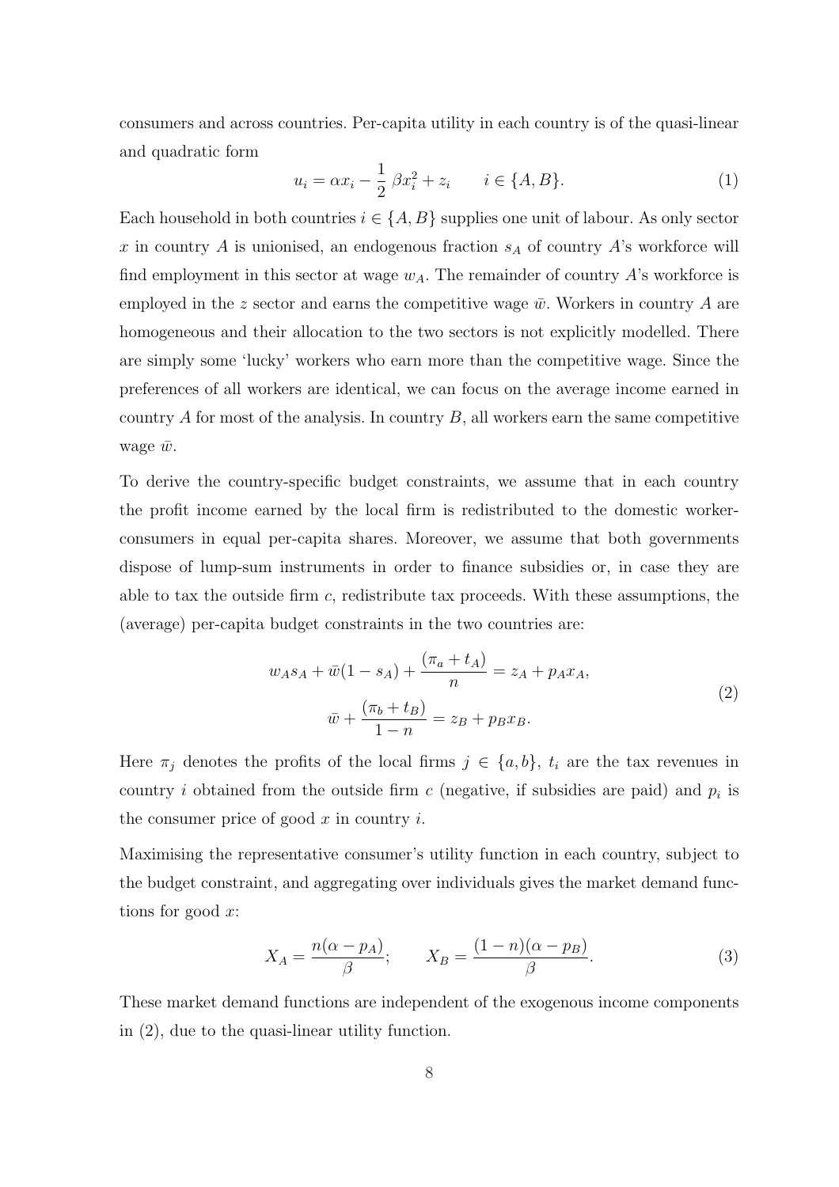consumers and across countries. Per-capita utility in each country is of the quasi-linear and quadratic form

$$u_i = \alpha x_i - \frac{1}{2}\,\beta x_i^2 + z_i \qquad i \in \{A, B\}. \tag{1}$$

Each household in both countries $i \in \{A, B\}$ supplies one unit of labour. As only sector $x$ in country $A$ is unionised, an endogenous fraction $s_A$ of country $A$'s workforce will find employment in this sector at wage $w_A$. The remainder of country $A$'s workforce is employed in the $z$ sector and earns the competitive wage $\bar{w}$. Workers in country $A$ are homogeneous and their allocation to the two sectors is not explicitly modelled. There are simply some 'lucky' workers who earn more than the competitive wage. Since the preferences of all workers are identical, we can focus on the average income earned in country $A$ for most of the analysis. In country $B$, all workers earn the same competitive wage $\bar{w}$.

To derive the country-specific budget constraints, we assume that in each country the profit income earned by the local firm is redistributed to the domestic worker-consumers in equal per-capita shares. Moreover, we assume that both governments dispose of lump-sum instruments in order to finance subsidies or, in case they are able to tax the outside firm $c$, redistribute tax proceeds. With these assumptions, the (average) per-capita budget constraints in the two countries are:

$$\begin{aligned} w_A s_A + \bar{w}(1 - s_A) + \frac{(\pi_a + t_A)}{n} &= z_A + p_A x_A, \\ \bar{w} + \frac{(\pi_b + t_B)}{1 - n} &= z_B + p_B x_B. \end{aligned} \tag{2}$$

Here $\pi_j$ denotes the profits of the local firms $j \in \{a, b\}$, $t_i$ are the tax revenues in country $i$ obtained from the outside firm $c$ (negative, if subsidies are paid) and $p_i$ is the consumer price of good $x$ in country $i$.

Maximising the representative consumer's utility function in each country, subject to the budget constraint, and aggregating over individuals gives the market demand functions for good $x$:

$$X_A = \frac{n(\alpha - p_A)}{\beta}; \qquad X_B = \frac{(1 - n)(\alpha - p_B)}{\beta}. \tag{3}$$

These market demand functions are independent of the exogenous income components in (2), due to the quasi-linear utility function.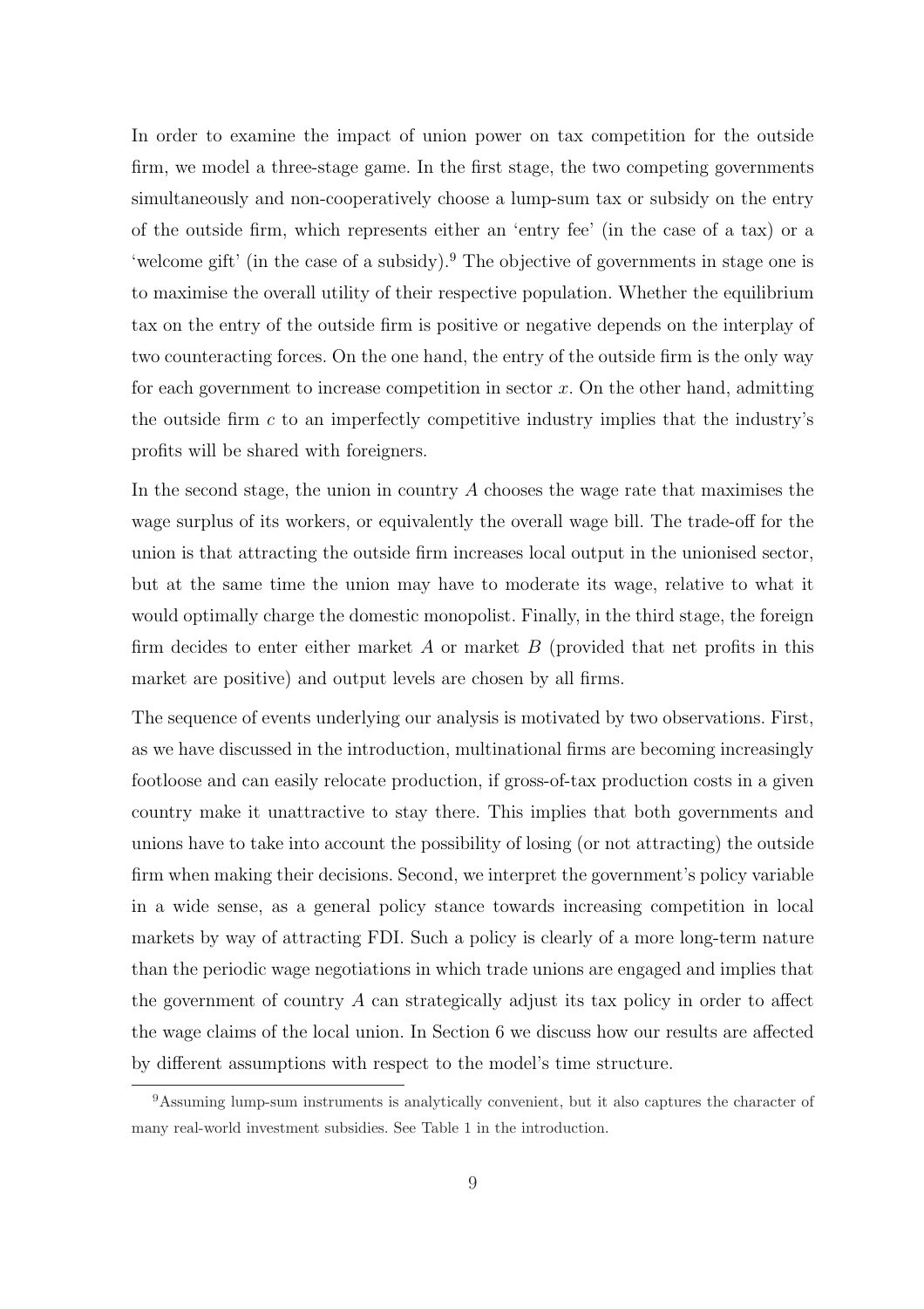In order to examine the impact of union power on tax competition for the outside firm, we model a three-stage game. In the first stage, the two competing governments simultaneously and non-cooperatively choose a lump-sum tax or subsidy on the entry of the outside firm, which represents either an 'entry fee' (in the case of a tax) or a 'welcome gift' (in the case of a subsidy).[9] The objective of governments in stage one is to maximise the overall utility of their respective population. Whether the equilibrium tax on the entry of the outside firm is positive or negative depends on the interplay of two counteracting forces. On the one hand, the entry of the outside firm is the only way for each government to increase competition in sector $x$. On the other hand, admitting the outside firm $c$ to an imperfectly competitive industry implies that the industry's profits will be shared with foreigners.

In the second stage, the union in country $A$ chooses the wage rate that maximises the wage surplus of its workers, or equivalently the overall wage bill. The trade-off for the union is that attracting the outside firm increases local output in the unionised sector, but at the same time the union may have to moderate its wage, relative to what it would optimally charge the domestic monopolist. Finally, in the third stage, the foreign firm decides to enter either market $A$ or market $B$ (provided that net profits in this market are positive) and output levels are chosen by all firms.

The sequence of events underlying our analysis is motivated by two observations. First, as we have discussed in the introduction, multinational firms are becoming increasingly footloose and can easily relocate production, if gross-of-tax production costs in a given country make it unattractive to stay there. This implies that both governments and unions have to take into account the possibility of losing (or not attracting) the outside firm when making their decisions. Second, we interpret the government's policy variable in a wide sense, as a general policy stance towards increasing competition in local markets by way of attracting FDI. Such a policy is clearly of a more long-term nature than the periodic wage negotiations in which trade unions are engaged and implies that the government of country $A$ can strategically adjust its tax policy in order to affect the wage claims of the local union. In Section 6 we discuss how our results are affected by different assumptions with respect to the model's time structure.

[9] Assuming lump-sum instruments is analytically convenient, but it also captures the character of many real-world investment subsidies. See Table 1 in the introduction.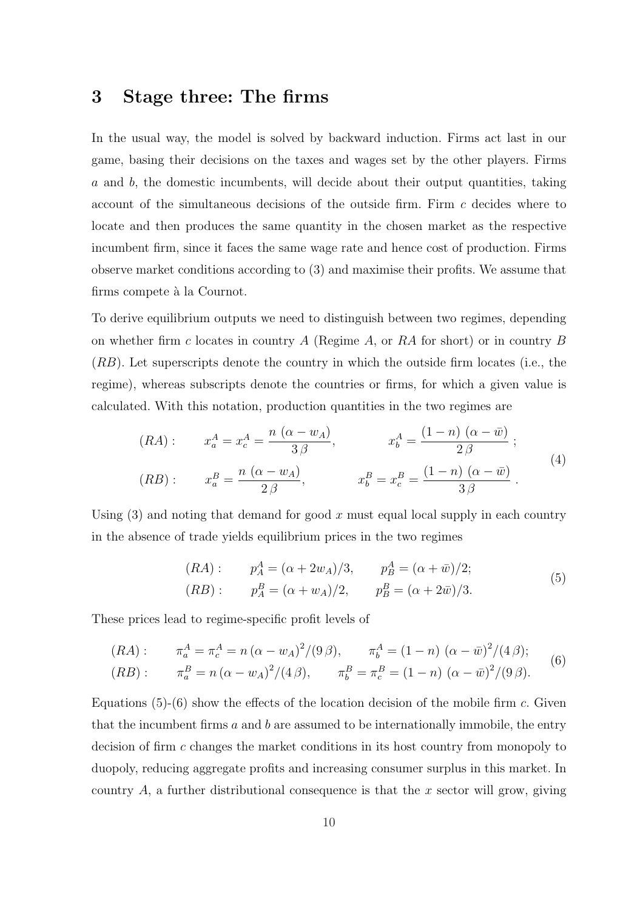## 3 Stage three: The firms

In the usual way, the model is solved by backward induction. Firms act last in our game, basing their decisions on the taxes and wages set by the other players. Firms $a$ and $b$, the domestic incumbents, will decide about their output quantities, taking account of the simultaneous decisions of the outside firm. Firm $c$ decides where to locate and then produces the same quantity in the chosen market as the respective incumbent firm, since it faces the same wage rate and hence cost of production. Firms observe market conditions according to (3) and maximise their profits. We assume that firms compete à la Cournot.

To derive equilibrium outputs we need to distinguish between two regimes, depending on whether firm $c$ locates in country $A$ (Regime $A$, or $RA$ for short) or in country $B$ ($RB$). Let superscripts denote the country in which the outside firm locates (i.e., the regime), whereas subscripts denote the countries or firms, for which a given value is calculated. With this notation, production quantities in the two regimes are

$$
\begin{aligned}
(RA): \qquad & x_a^A = x_c^A = \frac{n\,(\alpha - w_A)}{3\,\beta}, \qquad & x_b^A = \frac{(1-n)\,(\alpha - \bar{w})}{2\,\beta}\,; \\
(RB): \qquad & x_a^B = \frac{n\,(\alpha - w_A)}{2\,\beta}, \qquad & x_b^B = x_c^B = \frac{(1-n)\,(\alpha - \bar{w})}{3\,\beta}\,.
\end{aligned}
\tag{4}
$$

Using (3) and noting that demand for good $x$ must equal local supply in each country in the absence of trade yields equilibrium prices in the two regimes

$$
\begin{aligned}
(RA): \qquad & p_A^A = (\alpha + 2w_A)/3, \qquad & p_B^A = (\alpha + \bar{w})/2; \\
(RB): \qquad & p_A^B = (\alpha + w_A)/2, \qquad & p_B^B = (\alpha + 2\bar{w})/3.
\end{aligned}
\tag{5}
$$

These prices lead to regime-specific profit levels of

$$
\begin{aligned}
(RA): \qquad & \pi_a^A = \pi_c^A = n\,(\alpha - w_A)^2/(9\,\beta), \qquad & \pi_b^A = (1-n)\,(\alpha - \bar{w})^2/(4\,\beta); \\
(RB): \qquad & \pi_a^B = n\,(\alpha - w_A)^2/(4\,\beta), \qquad & \pi_b^B = \pi_c^B = (1-n)\,(\alpha - \bar{w})^2/(9\,\beta).
\end{aligned}
\tag{6}
$$

Equations (5)-(6) show the effects of the location decision of the mobile firm $c$. Given that the incumbent firms $a$ and $b$ are assumed to be internationally immobile, the entry decision of firm $c$ changes the market conditions in its host country from monopoly to duopoly, reducing aggregate profits and increasing consumer surplus in this market. In country $A$, a further distributional consequence is that the $x$ sector will grow, giving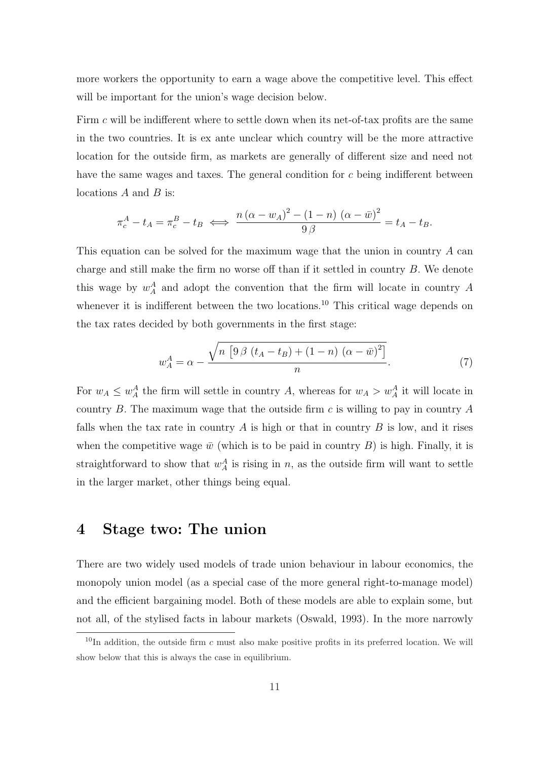more workers the opportunity to earn a wage above the competitive level. This effect will be important for the union's wage decision below.

Firm $c$ will be indifferent where to settle down when its net-of-tax profits are the same in the two countries. It is ex ante unclear which country will be the more attractive location for the outside firm, as markets are generally of different size and need not have the same wages and taxes. The general condition for $c$ being indifferent between locations $A$ and $B$ is:

$$\pi_c^A - t_A = \pi_c^B - t_B \iff \frac{n\,(\alpha - w_A)^2 - (1-n)\,(\alpha - \bar{w})^2}{9\,\beta} = t_A - t_B.$$

This equation can be solved for the maximum wage that the union in country $A$ can charge and still make the firm no worse off than if it settled in country $B$. We denote this wage by $w_A^A$ and adopt the convention that the firm will locate in country $A$ whenever it is indifferent between the two locations.[10] This critical wage depends on the tax rates decided by both governments in the first stage:

$$w_A^A = \alpha - \frac{\sqrt{n\,\left[9\,\beta\,(t_A - t_B) + (1-n)\,(\alpha - \bar{w})^2\right]}}{n}. \tag{7}$$

For $w_A \leq w_A^A$ the firm will settle in country $A$, whereas for $w_A > w_A^A$ it will locate in country $B$. The maximum wage that the outside firm $c$ is willing to pay in country $A$ falls when the tax rate in country $A$ is high or that in country $B$ is low, and it rises when the competitive wage $\bar{w}$ (which is to be paid in country $B$) is high. Finally, it is straightforward to show that $w_A^A$ is rising in $n$, as the outside firm will want to settle in the larger market, other things being equal.

## 4 Stage two: The union

There are two widely used models of trade union behaviour in labour economics, the monopoly union model (as a special case of the more general right-to-manage model) and the efficient bargaining model. Both of these models are able to explain some, but not all, of the stylised facts in labour markets (Oswald, 1993). In the more narrowly

[10] In addition, the outside firm $c$ must also make positive profits in its preferred location. We will show below that this is always the case in equilibrium.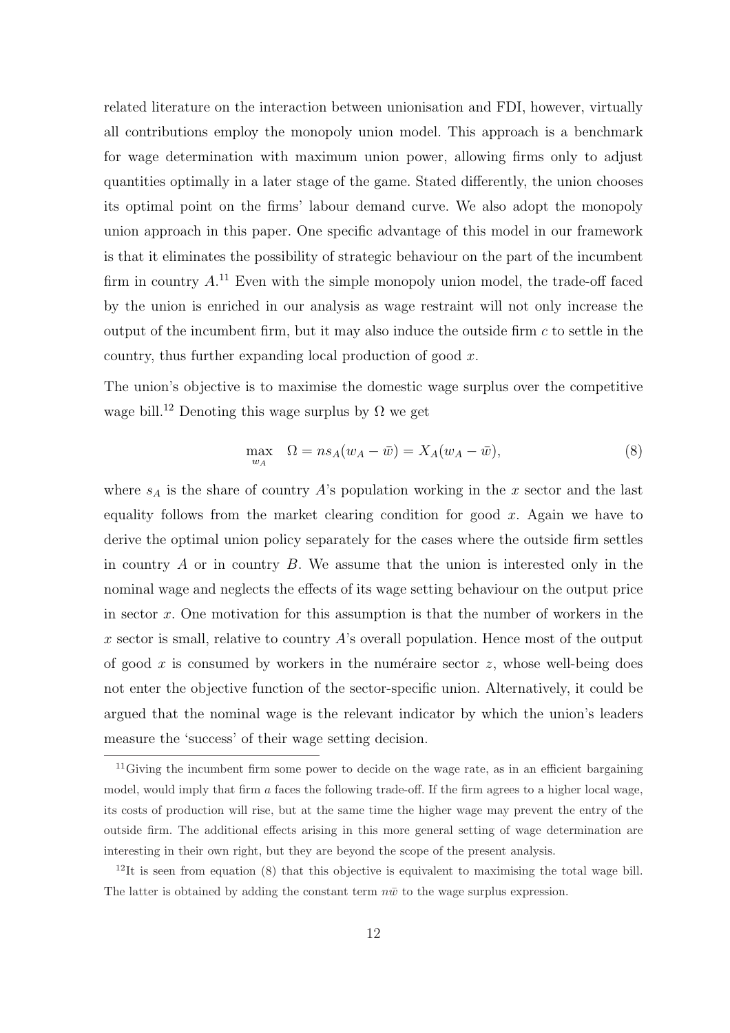related literature on the interaction between unionisation and FDI, however, virtually all contributions employ the monopoly union model. This approach is a benchmark for wage determination with maximum union power, allowing firms only to adjust quantities optimally in a later stage of the game. Stated differently, the union chooses its optimal point on the firms' labour demand curve. We also adopt the monopoly union approach in this paper. One specific advantage of this model in our framework is that it eliminates the possibility of strategic behaviour on the part of the incumbent firm in country $A$.[11] Even with the simple monopoly union model, the trade-off faced by the union is enriched in our analysis as wage restraint will not only increase the output of the incumbent firm, but it may also induce the outside firm $c$ to settle in the country, thus further expanding local production of good $x$.

The union's objective is to maximise the domestic wage surplus over the competitive wage bill.[12] Denoting this wage surplus by $\Omega$ we get

$$\max_{w_A} \quad \Omega = n s_A (w_A - \bar{w}) = X_A (w_A - \bar{w}), \tag{8}$$

where $s_A$ is the share of country $A$'s population working in the $x$ sector and the last equality follows from the market clearing condition for good $x$. Again we have to derive the optimal union policy separately for the cases where the outside firm settles in country $A$ or in country $B$. We assume that the union is interested only in the nominal wage and neglects the effects of its wage setting behaviour on the output price in sector $x$. One motivation for this assumption is that the number of workers in the $x$ sector is small, relative to country $A$'s overall population. Hence most of the output of good $x$ is consumed by workers in the numéraire sector $z$, whose well-being does not enter the objective function of the sector-specific union. Alternatively, it could be argued that the nominal wage is the relevant indicator by which the union's leaders measure the 'success' of their wage setting decision.

[11] Giving the incumbent firm some power to decide on the wage rate, as in an efficient bargaining model, would imply that firm $a$ faces the following trade-off. If the firm agrees to a higher local wage, its costs of production will rise, but at the same time the higher wage may prevent the entry of the outside firm. The additional effects arising in this more general setting of wage determination are interesting in their own right, but they are beyond the scope of the present analysis.

[12] It is seen from equation (8) that this objective is equivalent to maximising the total wage bill. The latter is obtained by adding the constant term $n\bar{w}$ to the wage surplus expression.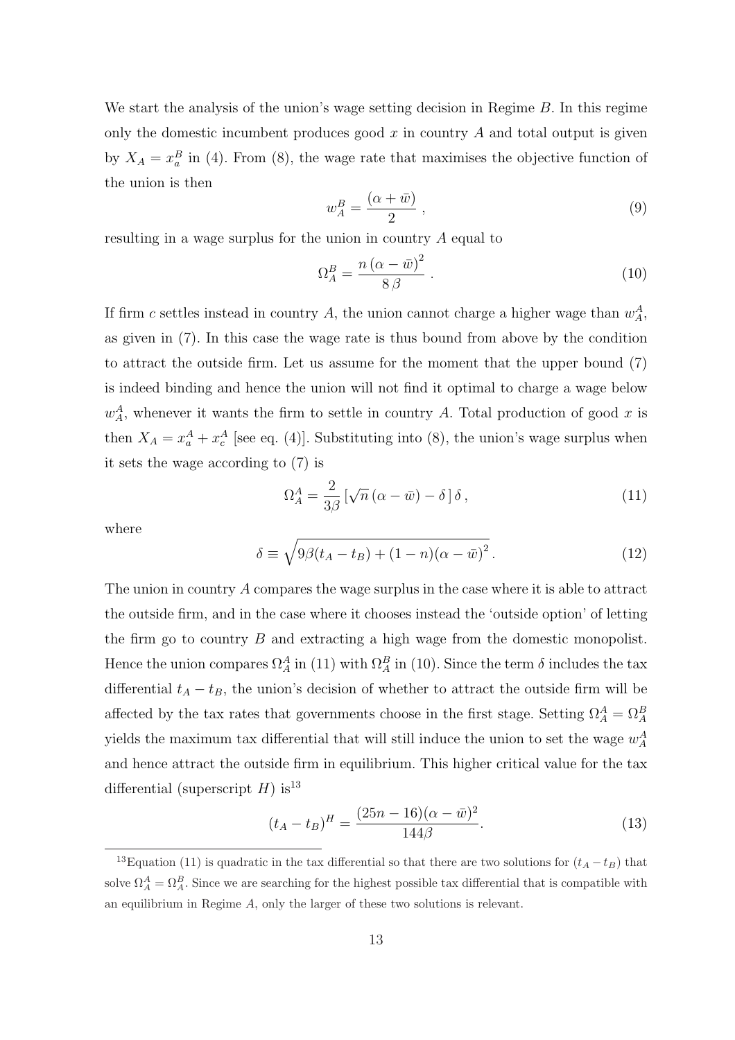We start the analysis of the union's wage setting decision in Regime $B$. In this regime only the domestic incumbent produces good $x$ in country $A$ and total output is given by $X_A = x_a^B$ in (4). From (8), the wage rate that maximises the objective function of the union is then

$$w_A^B = \frac{(\alpha + \bar{w})}{2}\,, \tag{9}$$

resulting in a wage surplus for the union in country $A$ equal to

$$\Omega_A^B = \frac{n\,(\alpha - \bar{w})^2}{8\,\beta}\,. \tag{10}$$

If firm $c$ settles instead in country $A$, the union cannot charge a higher wage than $w_A^A$, as given in (7). In this case the wage rate is thus bound from above by the condition to attract the outside firm. Let us assume for the moment that the upper bound (7) is indeed binding and hence the union will not find it optimal to charge a wage below $w_A^A$, whenever it wants the firm to settle in country $A$. Total production of good $x$ is then $X_A = x_a^A + x_c^A$ [see eq. (4)]. Substituting into (8), the union's wage surplus when it sets the wage according to (7) is

$$\Omega_A^A = \frac{2}{3\beta}\left[\sqrt{n}\,(\alpha - \bar{w}) - \delta\,\right]\delta\,, \tag{11}$$

where

$$\delta \equiv \sqrt{9\beta(t_A - t_B) + (1-n)(\alpha - \bar{w})^2}\,. \tag{12}$$

The union in country $A$ compares the wage surplus in the case where it is able to attract the outside firm, and in the case where it chooses instead the 'outside option' of letting the firm go to country $B$ and extracting a high wage from the domestic monopolist. Hence the union compares $\Omega_A^A$ in (11) with $\Omega_A^B$ in (10). Since the term $\delta$ includes the tax differential $t_A - t_B$, the union's decision of whether to attract the outside firm will be affected by the tax rates that governments choose in the first stage. Setting $\Omega_A^A = \Omega_A^B$ yields the maximum tax differential that will still induce the union to set the wage $w_A^A$ and hence attract the outside firm in equilibrium. This higher critical value for the tax differential (superscript $H$) is[13]

$$(t_A - t_B)^H = \frac{(25n - 16)(\alpha - \bar{w})^2}{144\beta}. \tag{13}$$

[13] Equation (11) is quadratic in the tax differential so that there are two solutions for $(t_A - t_B)$ that solve $\Omega_A^A = \Omega_A^B$. Since we are searching for the highest possible tax differential that is compatible with an equilibrium in Regime $A$, only the larger of these two solutions is relevant.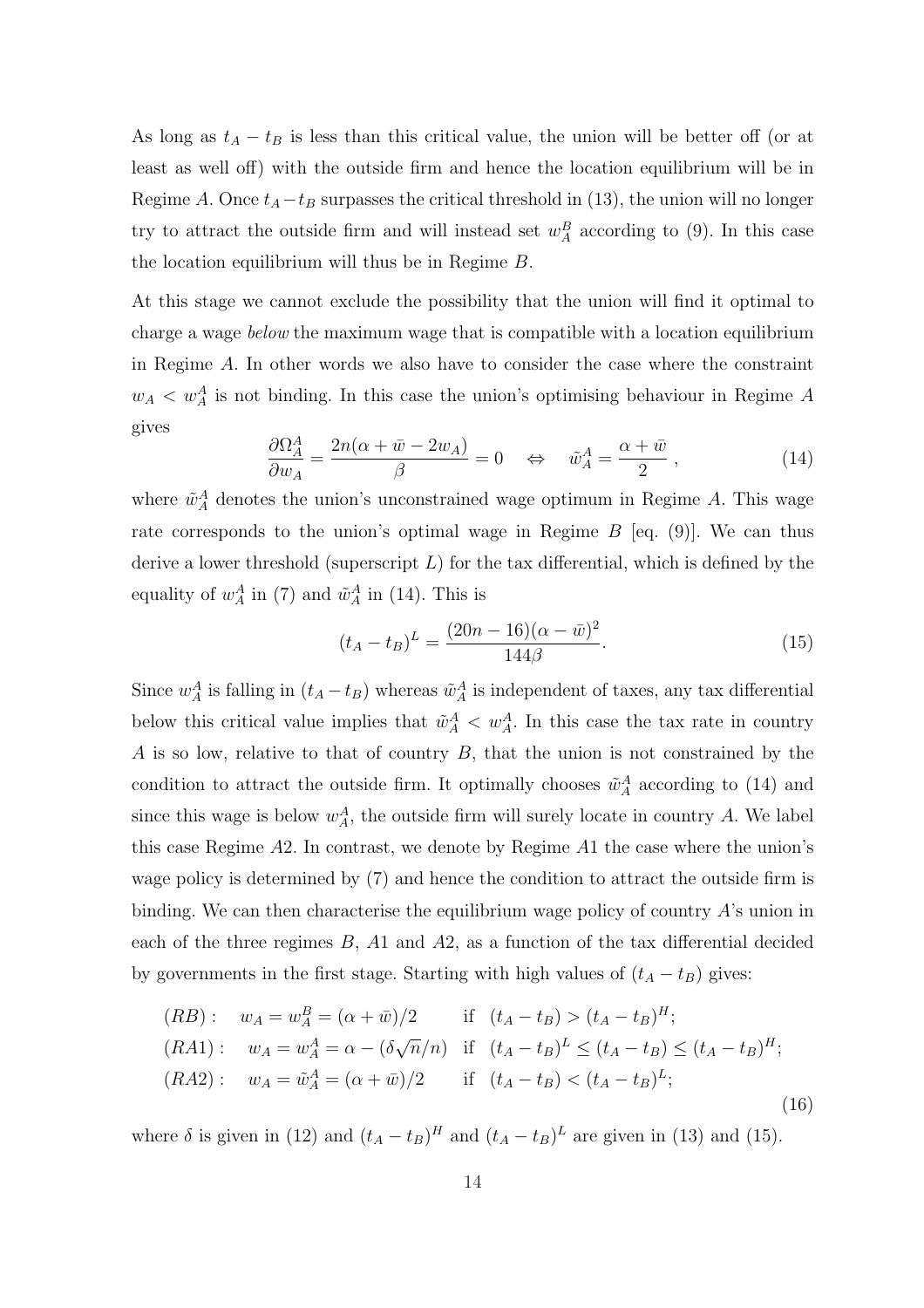As long as $t_A - t_B$ is less than this critical value, the union will be better off (or at least as well off) with the outside firm and hence the location equilibrium will be in Regime $A$. Once $t_A - t_B$ surpasses the critical threshold in (13), the union will no longer try to attract the outside firm and will instead set $w_A^B$ according to (9). In this case the location equilibrium will thus be in Regime $B$.

At this stage we cannot exclude the possibility that the union will find it optimal to charge a wage *below* the maximum wage that is compatible with a location equilibrium in Regime $A$. In other words we also have to consider the case where the constraint $w_A < w_A^A$ is not binding. In this case the union's optimising behaviour in Regime $A$ gives

$$\frac{\partial \Omega_A^A}{\partial w_A} = \frac{2n(\alpha + \bar{w} - 2w_A)}{\beta} = 0 \quad \Leftrightarrow \quad \tilde{w}_A^A = \frac{\alpha + \bar{w}}{2}\,, \tag{14}$$

where $\tilde{w}_A^A$ denotes the union's unconstrained wage optimum in Regime $A$. This wage rate corresponds to the union's optimal wage in Regime $B$ [eq. (9)]. We can thus derive a lower threshold (superscript $L$) for the tax differential, which is defined by the equality of $w_A^A$ in (7) and $\tilde{w}_A^A$ in (14). This is

$$(t_A - t_B)^L = \frac{(20n - 16)(\alpha - \bar{w})^2}{144\beta}. \tag{15}$$

Since $w_A^A$ is falling in $(t_A - t_B)$ whereas $\tilde{w}_A^A$ is independent of taxes, any tax differential below this critical value implies that $\tilde{w}_A^A < w_A^A$. In this case the tax rate in country $A$ is so low, relative to that of country $B$, that the union is not constrained by the condition to attract the outside firm. It optimally chooses $\tilde{w}_A^A$ according to (14) and since this wage is below $w_A^A$, the outside firm will surely locate in country $A$. We label this case Regime $A2$. In contrast, we denote by Regime $A1$ the case where the union's wage policy is determined by (7) and hence the condition to attract the outside firm is binding. We can then characterise the equilibrium wage policy of country $A$'s union in each of the three regimes $B$, $A1$ and $A2$, as a function of the tax differential decided by governments in the first stage. Starting with high values of $(t_A - t_B)$ gives:

$$\begin{aligned}
(RB):&\quad w_A = w_A^B = (\alpha + \bar{w})/2 &&\text{if}\ \ (t_A - t_B) > (t_A - t_B)^H;\\
(RA1):&\quad w_A = w_A^A = \alpha - (\delta\sqrt{n}/n) &&\text{if}\ \ (t_A - t_B)^L \leq (t_A - t_B) \leq (t_A - t_B)^H;\\
(RA2):&\quad w_A = \tilde{w}_A^A = (\alpha + \bar{w})/2 &&\text{if}\ \ (t_A - t_B) < (t_A - t_B)^L;
\end{aligned} \tag{16}$$

where $\delta$ is given in (12) and $(t_A - t_B)^H$ and $(t_A - t_B)^L$ are given in (13) and (15).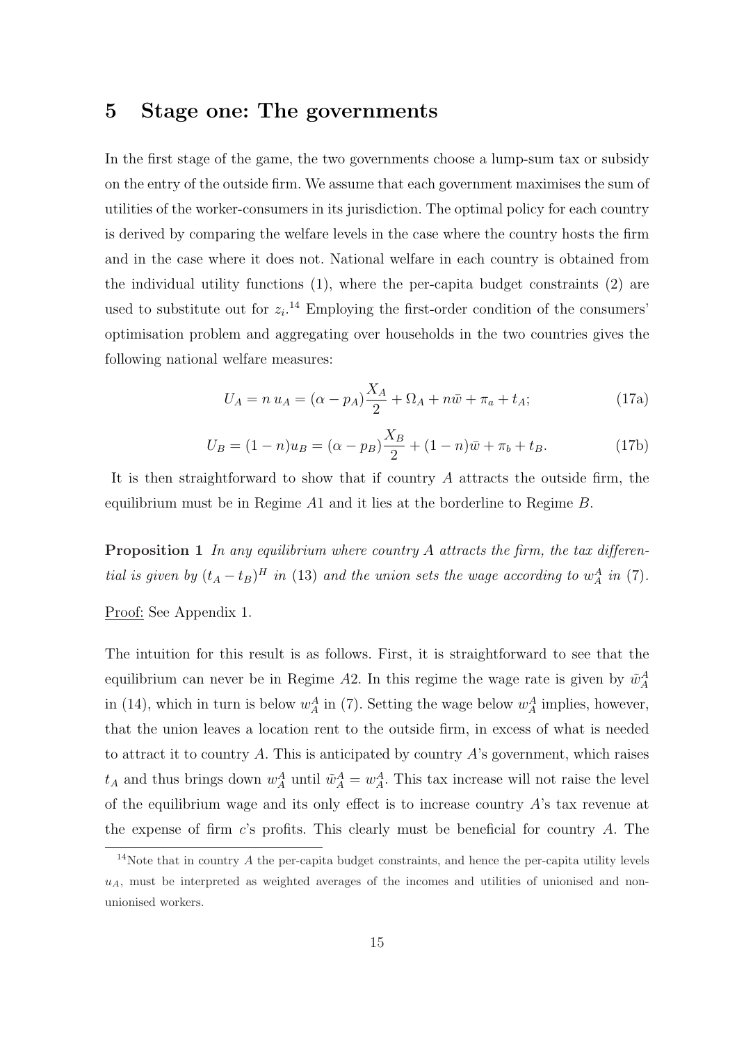## 5 Stage one: The governments

In the first stage of the game, the two governments choose a lump-sum tax or subsidy on the entry of the outside firm. We assume that each government maximises the sum of utilities of the worker-consumers in its jurisdiction. The optimal policy for each country is derived by comparing the welfare levels in the case where the country hosts the firm and in the case where it does not. National welfare in each country is obtained from the individual utility functions (1), where the per-capita budget constraints (2) are used to substitute out for $z_i$.[14] Employing the first-order condition of the consumers' optimisation problem and aggregating over households in the two countries gives the following national welfare measures:

$$U_A = n\,u_A = (\alpha - p_A)\frac{X_A}{2} + \Omega_A + n\bar{w} + \pi_a + t_A; \tag{17a}$$

$$U_B = (1-n)u_B = (\alpha - p_B)\frac{X_B}{2} + (1-n)\bar{w} + \pi_b + t_B. \tag{17b}$$

It is then straightforward to show that if country $A$ attracts the outside firm, the equilibrium must be in Regime $A1$ and it lies at the borderline to Regime $B$.

**Proposition 1** *In any equilibrium where country $A$ attracts the firm, the tax differential is given by $(t_A - t_B)^H$ in (13) and the union sets the wage according to $w_A^A$ in (7).*

Proof: See Appendix 1.

The intuition for this result is as follows. First, it is straightforward to see that the equilibrium can never be in Regime $A2$. In this regime the wage rate is given by $\tilde{w}_A^A$ in (14), which in turn is below $w_A^A$ in (7). Setting the wage below $w_A^A$ implies, however, that the union leaves a location rent to the outside firm, in excess of what is needed to attract it to country $A$. This is anticipated by country $A$'s government, which raises $t_A$ and thus brings down $w_A^A$ until $\tilde{w}_A^A = w_A^A$. This tax increase will not raise the level of the equilibrium wage and its only effect is to increase country $A$'s tax revenue at the expense of firm $c$'s profits. This clearly must be beneficial for country $A$. The

[14] Note that in country $A$ the per-capita budget constraints, and hence the per-capita utility levels $u_A$, must be interpreted as weighted averages of the incomes and utilities of unionised and non-unionised workers.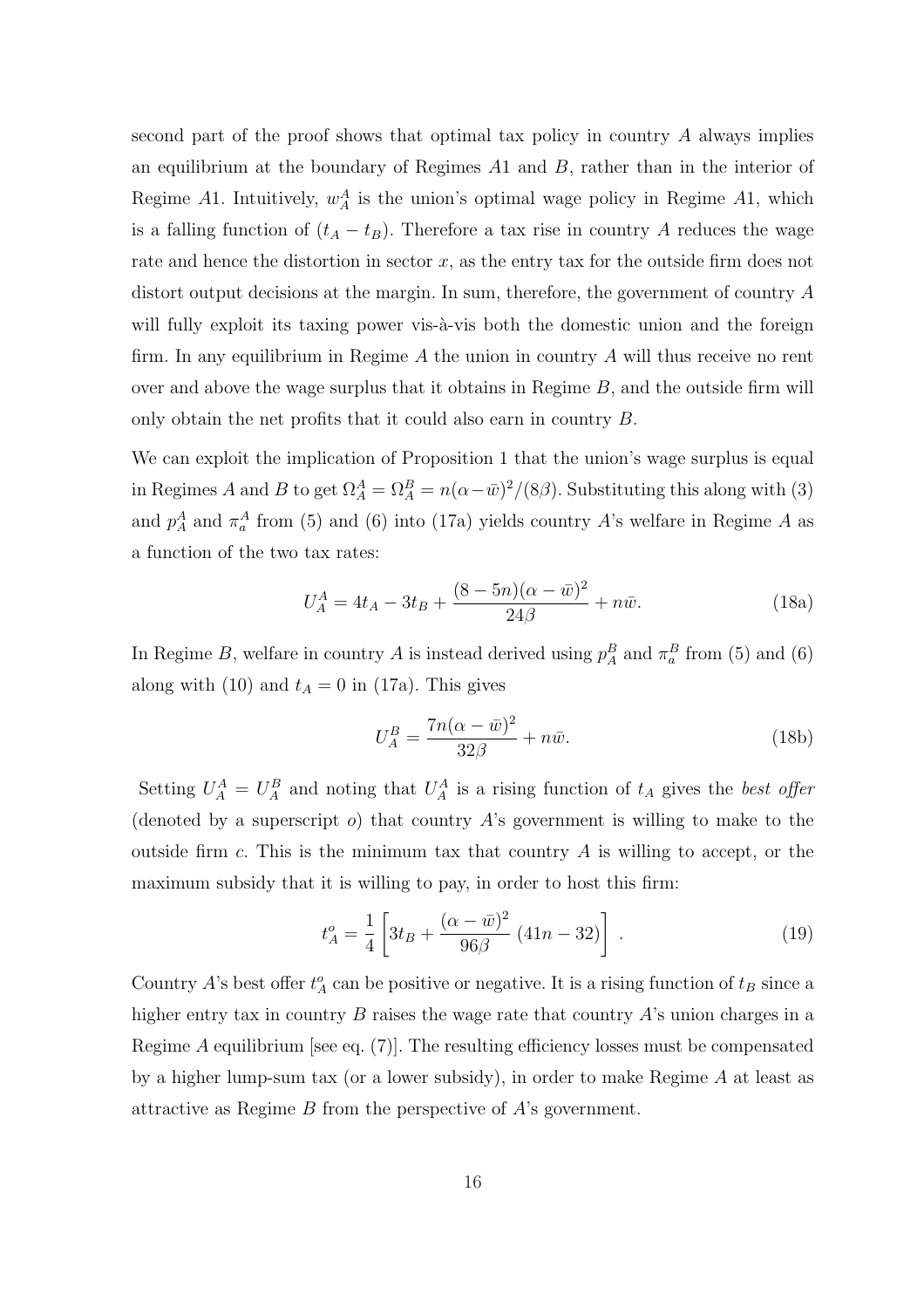second part of the proof shows that optimal tax policy in country $A$ always implies an equilibrium at the boundary of Regimes $A1$ and $B$, rather than in the interior of Regime $A1$. Intuitively, $w_A^A$ is the union's optimal wage policy in Regime $A1$, which is a falling function of $(t_A - t_B)$. Therefore a tax rise in country $A$ reduces the wage rate and hence the distortion in sector $x$, as the entry tax for the outside firm does not distort output decisions at the margin. In sum, therefore, the government of country $A$ will fully exploit its taxing power vis-à-vis both the domestic union and the foreign firm. In any equilibrium in Regime $A$ the union in country $A$ will thus receive no rent over and above the wage surplus that it obtains in Regime $B$, and the outside firm will only obtain the net profits that it could also earn in country $B$.

We can exploit the implication of Proposition 1 that the union's wage surplus is equal in Regimes $A$ and $B$ to get $\Omega_A^A = \Omega_A^B = n(\alpha - \bar{w})^2/(8\beta)$. Substituting this along with (3) and $p_A^A$ and $\pi_a^A$ from (5) and (6) into (17a) yields country $A$'s welfare in Regime $A$ as a function of the two tax rates:

$$U_A^A = 4t_A - 3t_B + \frac{(8-5n)(\alpha - \bar{w})^2}{24\beta} + n\bar{w}. \tag{18a}$$

In Regime $B$, welfare in country $A$ is instead derived using $p_A^B$ and $\pi_a^B$ from (5) and (6) along with (10) and $t_A = 0$ in (17a). This gives

$$U_A^B = \frac{7n(\alpha - \bar{w})^2}{32\beta} + n\bar{w}. \tag{18b}$$

Setting $U_A^A = U_A^B$ and noting that $U_A^A$ is a rising function of $t_A$ gives the *best offer* (denoted by a superscript $o$) that country $A$'s government is willing to make to the outside firm $c$. This is the minimum tax that country $A$ is willing to accept, or the maximum subsidy that it is willing to pay, in order to host this firm:

$$t_A^o = \frac{1}{4}\left[3t_B + \frac{(\alpha - \bar{w})^2}{96\beta}\,(41n - 32)\right]. \tag{19}$$

Country $A$'s best offer $t_A^o$ can be positive or negative. It is a rising function of $t_B$ since a higher entry tax in country $B$ raises the wage rate that country $A$'s union charges in a Regime $A$ equilibrium [see eq. (7)]. The resulting efficiency losses must be compensated by a higher lump-sum tax (or a lower subsidy), in order to make Regime $A$ at least as attractive as Regime $B$ from the perspective of $A$'s government.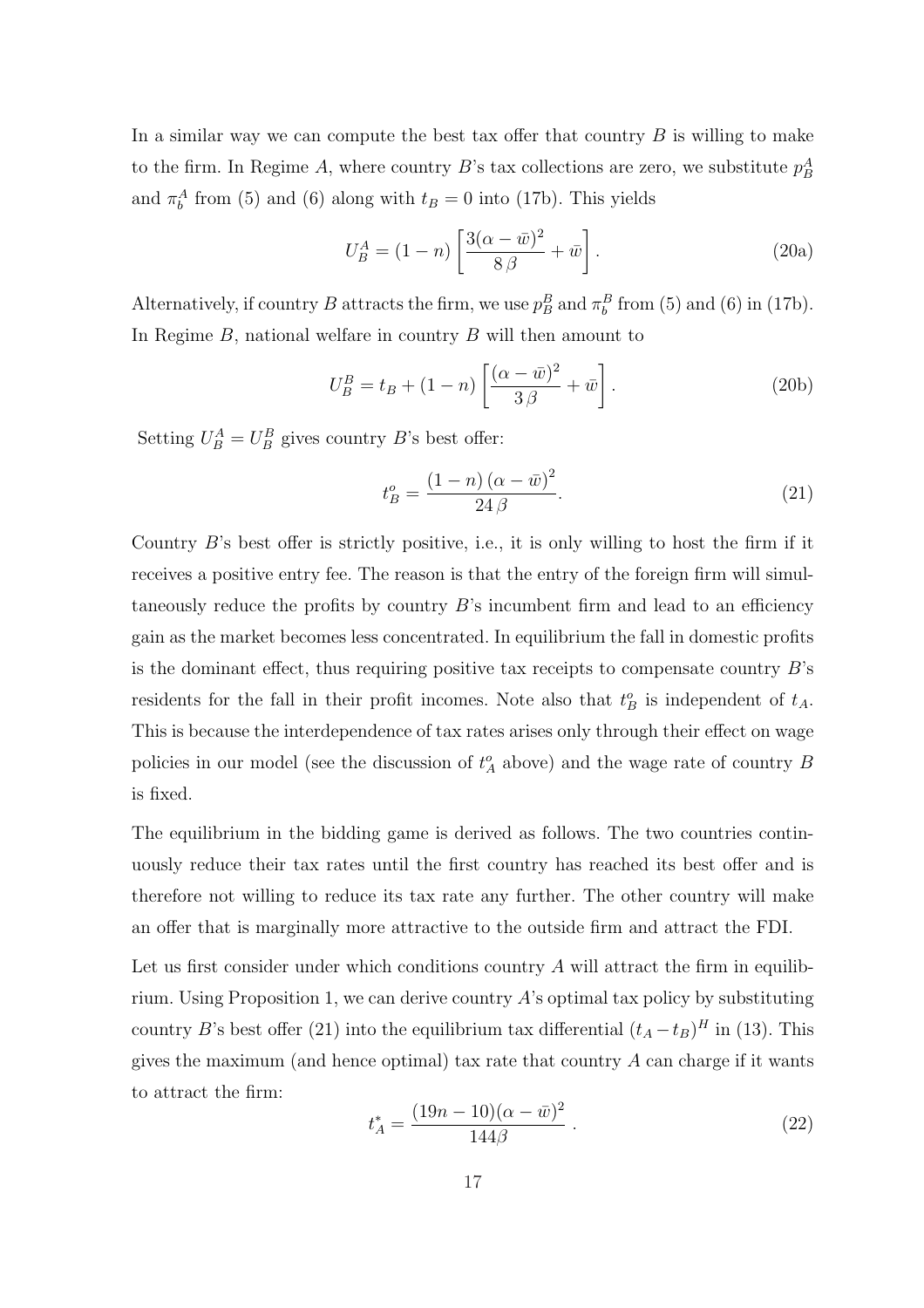In a similar way we can compute the best tax offer that country $B$ is willing to make to the firm. In Regime $A$, where country $B$'s tax collections are zero, we substitute $p_B^A$ and $\pi_b^A$ from (5) and (6) along with $t_B = 0$ into (17b). This yields

$$U_B^A = (1-n)\left[\frac{3(\alpha - \bar{w})^2}{8\,\beta} + \bar{w}\right]. \tag{20a}$$

Alternatively, if country $B$ attracts the firm, we use $p_B^B$ and $\pi_b^B$ from (5) and (6) in (17b). In Regime $B$, national welfare in country $B$ will then amount to

$$U_B^B = t_B + (1-n)\left[\frac{(\alpha - \bar{w})^2}{3\,\beta} + \bar{w}\right]. \tag{20b}$$

Setting $U_B^A = U_B^B$ gives country $B$'s best offer:

$$t_B^o = \frac{(1-n)\,(\alpha - \bar{w})^2}{24\,\beta}. \tag{21}$$

Country $B$'s best offer is strictly positive, i.e., it is only willing to host the firm if it receives a positive entry fee. The reason is that the entry of the foreign firm will simultaneously reduce the profits by country $B$'s incumbent firm and lead to an efficiency gain as the market becomes less concentrated. In equilibrium the fall in domestic profits is the dominant effect, thus requiring positive tax receipts to compensate country $B$'s residents for the fall in their profit incomes. Note also that $t_B^o$ is independent of $t_A$. This is because the interdependence of tax rates arises only through their effect on wage policies in our model (see the discussion of $t_A^o$ above) and the wage rate of country $B$ is fixed.

The equilibrium in the bidding game is derived as follows. The two countries continuously reduce their tax rates until the first country has reached its best offer and is therefore not willing to reduce its tax rate any further. The other country will make an offer that is marginally more attractive to the outside firm and attract the FDI.

Let us first consider under which conditions country $A$ will attract the firm in equilibrium. Using Proposition 1, we can derive country $A$'s optimal tax policy by substituting country $B$'s best offer (21) into the equilibrium tax differential $(t_A - t_B)^H$ in (13). This gives the maximum (and hence optimal) tax rate that country $A$ can charge if it wants to attract the firm:

$$t_A^* = \frac{(19n - 10)(\alpha - \bar{w})^2}{144\beta}\ . \tag{22}$$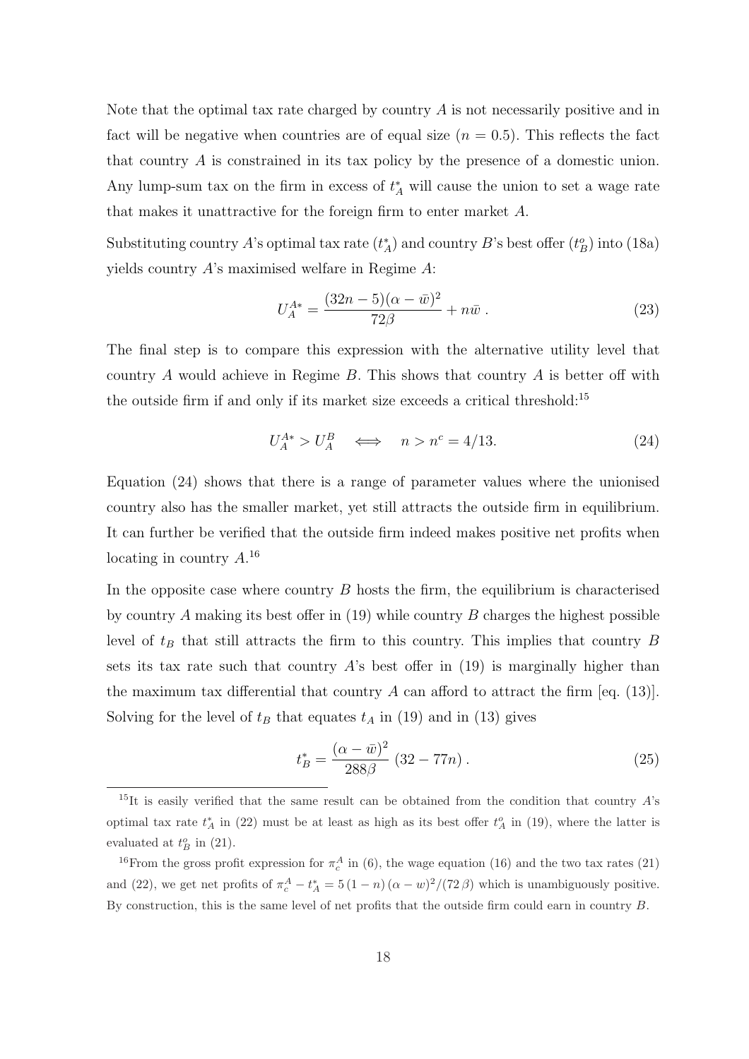Note that the optimal tax rate charged by country $A$ is not necessarily positive and in fact will be negative when countries are of equal size ($n = 0.5$). This reflects the fact that country $A$ is constrained in its tax policy by the presence of a domestic union. Any lump-sum tax on the firm in excess of $t_A^*$ will cause the union to set a wage rate that makes it unattractive for the foreign firm to enter market $A$.

Substituting country $A$'s optimal tax rate ($t_A^*$) and country $B$'s best offer ($t_B^o$) into (18a) yields country $A$'s maximised welfare in Regime $A$:

$$U_A^{A*} = \frac{(32n - 5)(\alpha - \bar{w})^2}{72\beta} + n\bar{w} \; . \tag{23}$$

The final step is to compare this expression with the alternative utility level that country $A$ would achieve in Regime $B$. This shows that country $A$ is better off with the outside firm if and only if its market size exceeds a critical threshold:[15]

$$U_A^{A*} > U_A^B \quad \Longleftrightarrow \quad n > n^c = 4/13. \tag{24}$$

Equation (24) shows that there is a range of parameter values where the unionised country also has the smaller market, yet still attracts the outside firm in equilibrium. It can further be verified that the outside firm indeed makes positive net profits when locating in country $A$.[16]

In the opposite case where country $B$ hosts the firm, the equilibrium is characterised by country $A$ making its best offer in (19) while country $B$ charges the highest possible level of $t_B$ that still attracts the firm to this country. This implies that country $B$ sets its tax rate such that country $A$'s best offer in (19) is marginally higher than the maximum tax differential that country $A$ can afford to attract the firm [eq. (13)]. Solving for the level of $t_B$ that equates $t_A$ in (19) and in (13) gives

$$t_B^* = \frac{(\alpha - \bar{w})^2}{288\beta} \left(32 - 77n\right). \tag{25}$$

[15] It is easily verified that the same result can be obtained from the condition that country $A$'s optimal tax rate $t_A^*$ in (22) must be at least as high as its best offer $t_A^o$ in (19), where the latter is evaluated at $t_B^o$ in (21).

[16] From the gross profit expression for $\pi_c^A$ in (6), the wage equation (16) and the two tax rates (21) and (22), we get net profits of $\pi_c^A - t_A^* = 5\,(1-n)\,(\alpha - w)^2/(72\,\beta)$ which is unambiguously positive. By construction, this is the same level of net profits that the outside firm could earn in country $B$.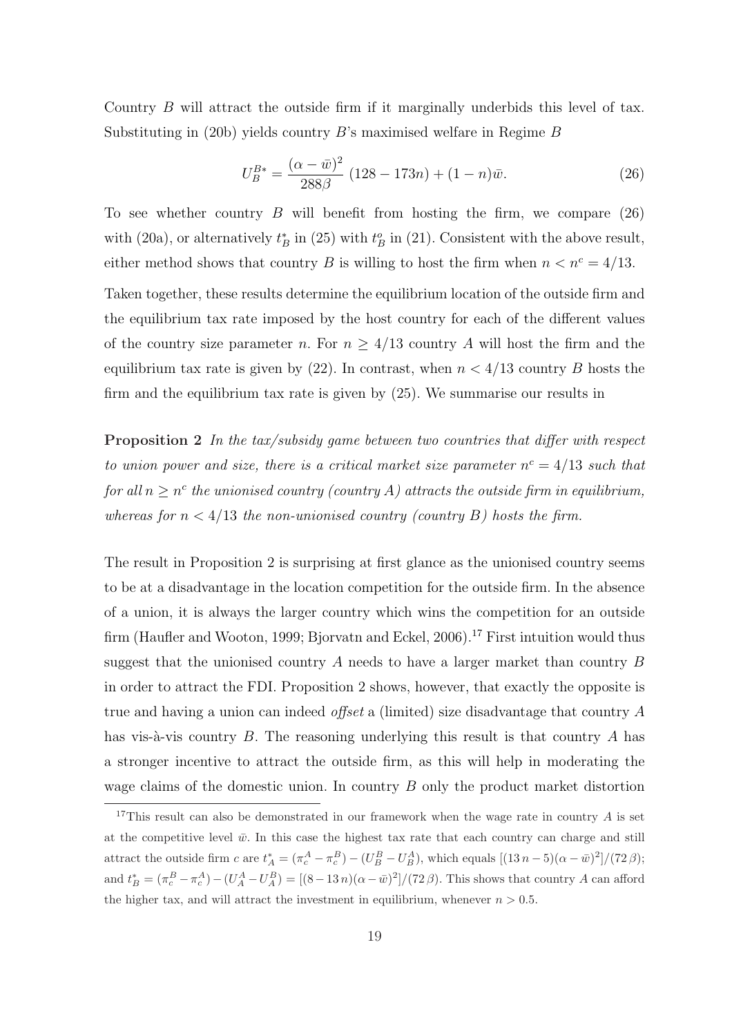Country $B$ will attract the outside firm if it marginally underbids this level of tax. Substituting in (20b) yields country $B$'s maximised welfare in Regime $B$

$$U_B^{B*} = \frac{(\alpha - \bar{w})^2}{288\beta}\,(128 - 173n) + (1-n)\bar{w}. \tag{26}$$

To see whether country $B$ will benefit from hosting the firm, we compare (26) with (20a), or alternatively $t_B^*$ in (25) with $t_B^o$ in (21). Consistent with the above result, either method shows that country $B$ is willing to host the firm when $n < n^c = 4/13$.

Taken together, these results determine the equilibrium location of the outside firm and the equilibrium tax rate imposed by the host country for each of the different values of the country size parameter $n$. For $n \geq 4/13$ country $A$ will host the firm and the equilibrium tax rate is given by (22). In contrast, when $n < 4/13$ country $B$ hosts the firm and the equilibrium tax rate is given by (25). We summarise our results in

**Proposition 2** *In the tax/subsidy game between two countries that differ with respect to union power and size, there is a critical market size parameter $n^c = 4/13$ such that for all $n \geq n^c$ the unionised country (country $A$) attracts the outside firm in equilibrium, whereas for $n < 4/13$ the non-unionised country (country $B$) hosts the firm.*

The result in Proposition 2 is surprising at first glance as the unionised country seems to be at a disadvantage in the location competition for the outside firm. In the absence of a union, it is always the larger country which wins the competition for an outside firm (Haufler and Wooton, 1999; Bjorvatn and Eckel, 2006).[17] First intuition would thus suggest that the unionised country $A$ needs to have a larger market than country $B$ in order to attract the FDI. Proposition 2 shows, however, that exactly the opposite is true and having a union can indeed *offset* a (limited) size disadvantage that country $A$ has vis-à-vis country $B$. The reasoning underlying this result is that country $A$ has a stronger incentive to attract the outside firm, as this will help in moderating the wage claims of the domestic union. In country $B$ only the product market distortion

[17] This result can also be demonstrated in our framework when the wage rate in country $A$ is set at the competitive level $\bar{w}$. In this case the highest tax rate that each country can charge and still attract the outside firm $c$ are $t_A^* = (\pi_c^A - \pi_c^B) - (U_B^B - U_B^A)$, which equals $[(13\,n - 5)(\alpha - \bar{w})^2]/(72\,\beta)$; and $t_B^* = (\pi_c^B - \pi_c^A) - (U_A^A - U_A^B) = [(8 - 13\,n)(\alpha - \bar{w})^2]/(72\,\beta)$. This shows that country $A$ can afford the higher tax, and will attract the investment in equilibrium, whenever $n > 0.5$.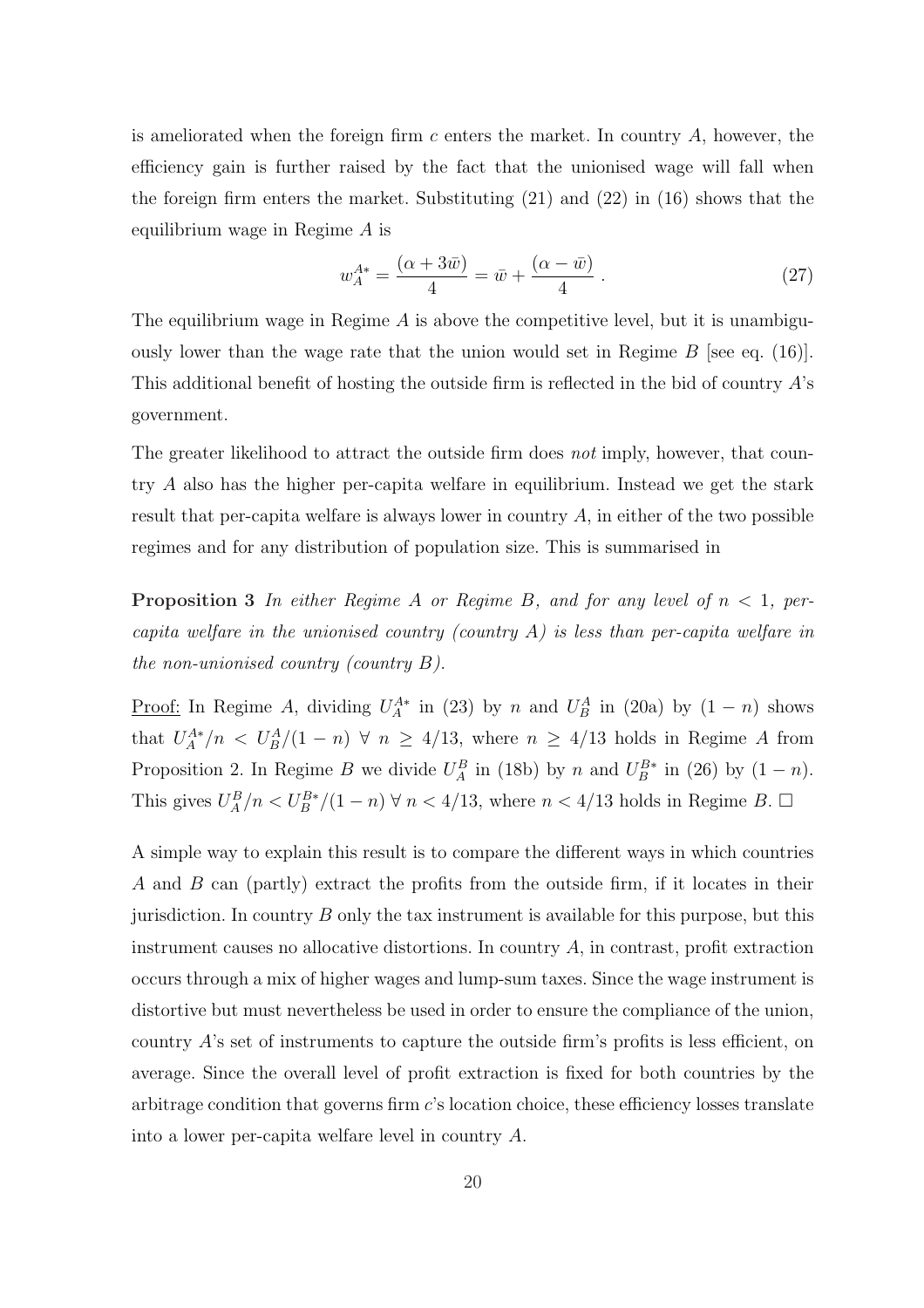is ameliorated when the foreign firm $c$ enters the market. In country $A$, however, the efficiency gain is further raised by the fact that the unionised wage will fall when the foreign firm enters the market. Substituting (21) and (22) in (16) shows that the equilibrium wage in Regime $A$ is

$$w_A^{A*} = \frac{(\alpha + 3\bar{w})}{4} = \bar{w} + \frac{(\alpha - \bar{w})}{4}\,. \tag{27}$$

The equilibrium wage in Regime $A$ is above the competitive level, but it is unambiguously lower than the wage rate that the union would set in Regime $B$ [see eq. (16)]. This additional benefit of hosting the outside firm is reflected in the bid of country $A$'s government.

The greater likelihood to attract the outside firm does *not* imply, however, that country $A$ also has the higher per-capita welfare in equilibrium. Instead we get the stark result that per-capita welfare is always lower in country $A$, in either of the two possible regimes and for any distribution of population size. This is summarised in

**Proposition 3** *In either Regime A or Regime B, and for any level of $n < 1$, per-capita welfare in the unionised country (country A) is less than per-capita welfare in the non-unionised country (country B).*

<u>Proof:</u> In Regime $A$, dividing $U_A^{A*}$ in (23) by $n$ and $U_B^A$ in (20a) by $(1-n)$ shows that $U_A^{A*}/n < U_B^A/(1-n)\ \forall\ n \geq 4/13$, where $n \geq 4/13$ holds in Regime $A$ from Proposition 2. In Regime $B$ we divide $U_A^B$ in (18b) by $n$ and $U_B^{B*}$ in (26) by $(1-n)$. This gives $U_A^B/n < U_B^{B*}/(1-n)\ \forall\ n < 4/13$, where $n < 4/13$ holds in Regime $B$. $\square$

A simple way to explain this result is to compare the different ways in which countries $A$ and $B$ can (partly) extract the profits from the outside firm, if it locates in their jurisdiction. In country $B$ only the tax instrument is available for this purpose, but this instrument causes no allocative distortions. In country $A$, in contrast, profit extraction occurs through a mix of higher wages and lump-sum taxes. Since the wage instrument is distortive but must nevertheless be used in order to ensure the compliance of the union, country $A$'s set of instruments to capture the outside firm's profits is less efficient, on average. Since the overall level of profit extraction is fixed for both countries by the arbitrage condition that governs firm $c$'s location choice, these efficiency losses translate into a lower per-capita welfare level in country $A$.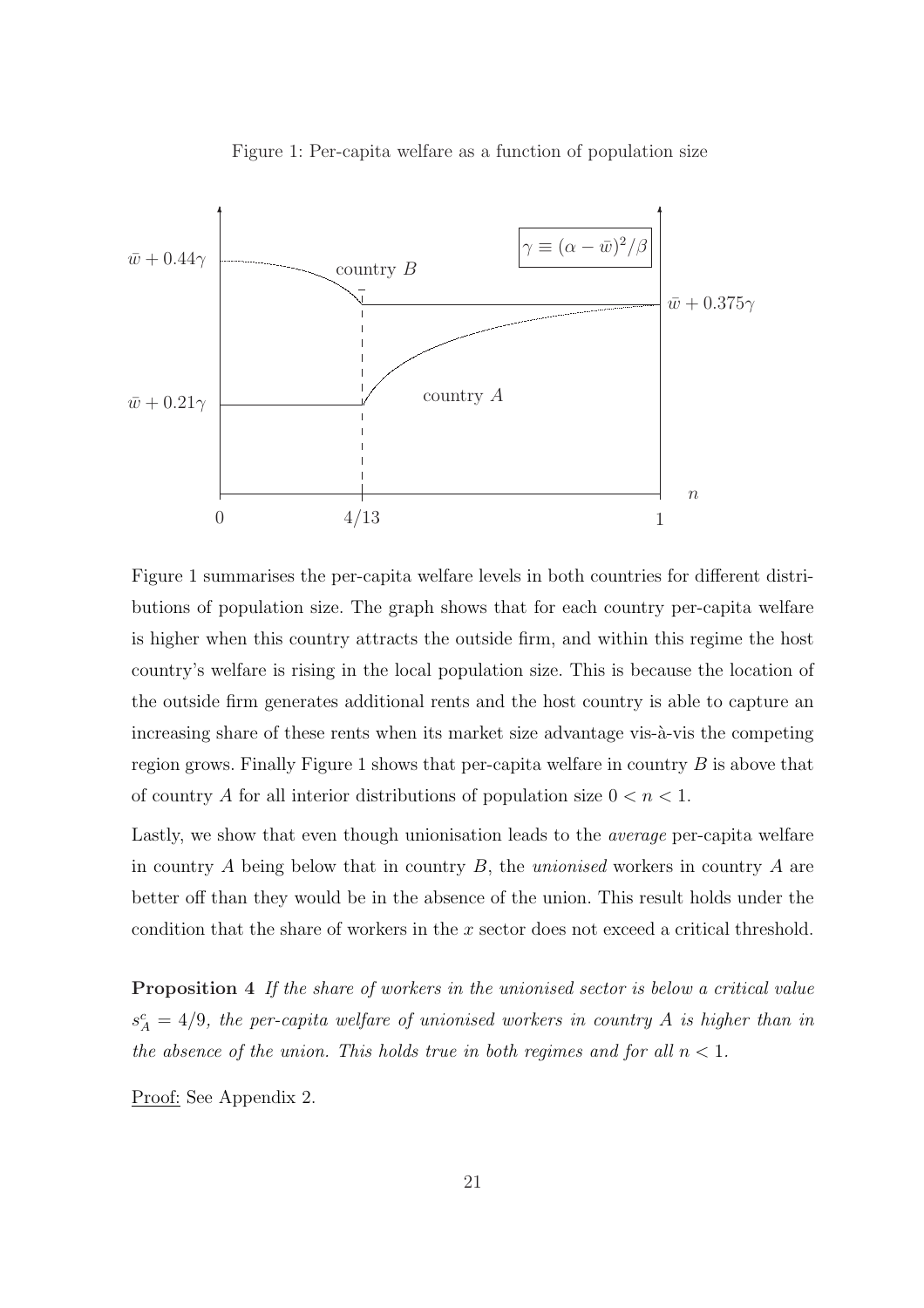Figure 1: Per-capita welfare as a function of population size

Figure 1 summarises the per-capita welfare levels in both countries for different distributions of population size. The graph shows that for each country per-capita welfare is higher when this country attracts the outside firm, and within this regime the host country's welfare is rising in the local population size. This is because the location of the outside firm generates additional rents and the host country is able to capture an increasing share of these rents when its market size advantage vis-à-vis the competing region grows. Finally Figure 1 shows that per-capita welfare in country $B$ is above that of country $A$ for all interior distributions of population size $0 < n < 1$.

Lastly, we show that even though unionisation leads to the *average* per-capita welfare in country $A$ being below that in country $B$, the *unionised* workers in country $A$ are better off than they would be in the absence of the union. This result holds under the condition that the share of workers in the $x$ sector does not exceed a critical threshold.

**Proposition 4** *If the share of workers in the unionised sector is below a critical value $s_A^c = 4/9$, the per-capita welfare of unionised workers in country $A$ is higher than in the absence of the union. This holds true in both regimes and for all $n < 1$.*

Proof: See Appendix 2.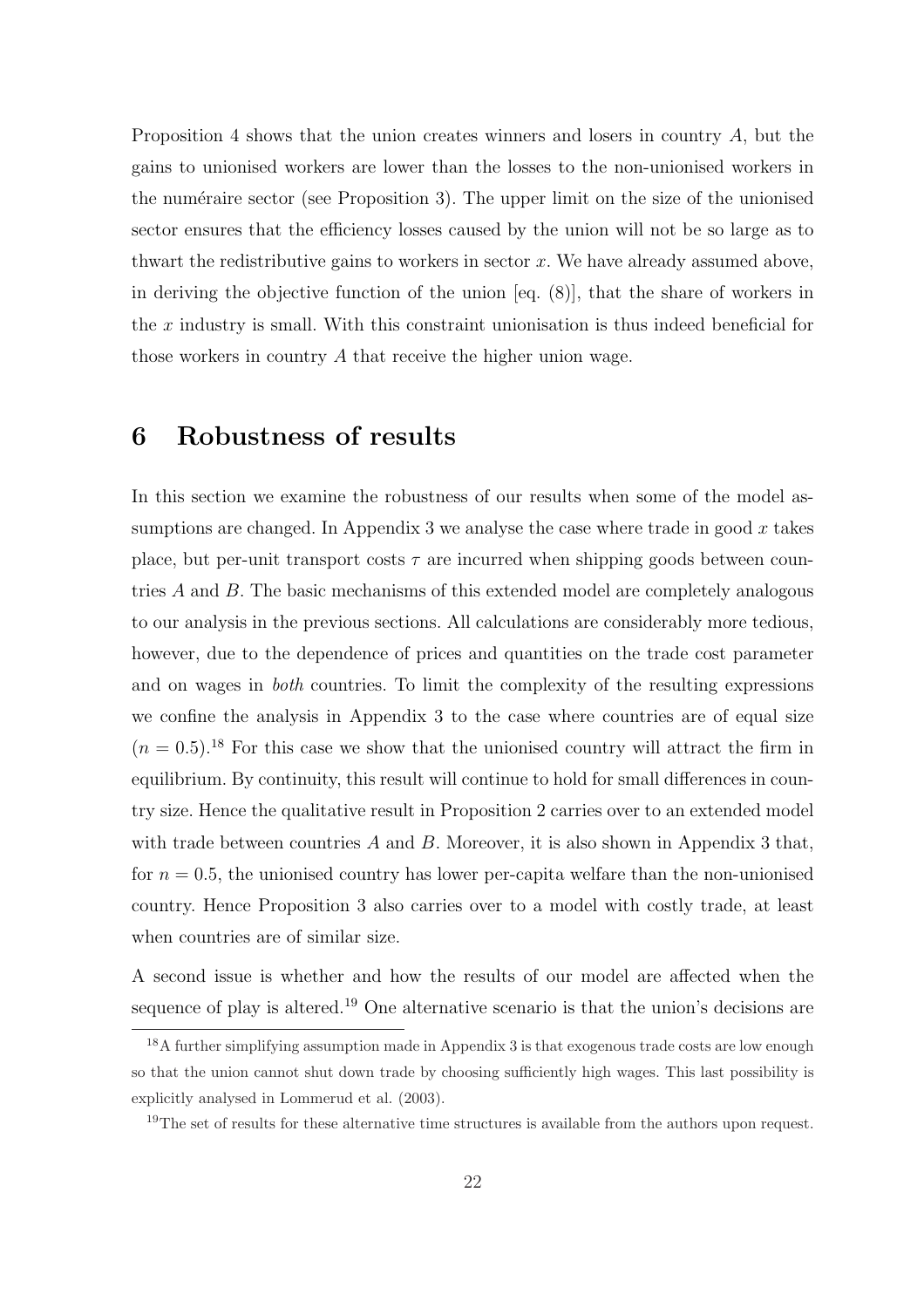Proposition 4 shows that the union creates winners and losers in country $A$, but the gains to unionised workers are lower than the losses to the non-unionised workers in the numéraire sector (see Proposition 3). The upper limit on the size of the unionised sector ensures that the efficiency losses caused by the union will not be so large as to thwart the redistributive gains to workers in sector $x$. We have already assumed above, in deriving the objective function of the union [eq. (8)], that the share of workers in the $x$ industry is small. With this constraint unionisation is thus indeed beneficial for those workers in country $A$ that receive the higher union wage.

# 6 Robustness of results

In this section we examine the robustness of our results when some of the model assumptions are changed. In Appendix 3 we analyse the case where trade in good $x$ takes place, but per-unit transport costs $\tau$ are incurred when shipping goods between countries $A$ and $B$. The basic mechanisms of this extended model are completely analogous to our analysis in the previous sections. All calculations are considerably more tedious, however, due to the dependence of prices and quantities on the trade cost parameter and on wages in *both* countries. To limit the complexity of the resulting expressions we confine the analysis in Appendix 3 to the case where countries are of equal size ($n = 0.5$).[18] For this case we show that the unionised country will attract the firm in equilibrium. By continuity, this result will continue to hold for small differences in country size. Hence the qualitative result in Proposition 2 carries over to an extended model with trade between countries $A$ and $B$. Moreover, it is also shown in Appendix 3 that, for $n = 0.5$, the unionised country has lower per-capita welfare than the non-unionised country. Hence Proposition 3 also carries over to a model with costly trade, at least when countries are of similar size.

A second issue is whether and how the results of our model are affected when the sequence of play is altered.[19] One alternative scenario is that the union's decisions are

[18] A further simplifying assumption made in Appendix 3 is that exogenous trade costs are low enough so that the union cannot shut down trade by choosing sufficiently high wages. This last possibility is explicitly analysed in Lommerud et al. (2003).

[19] The set of results for these alternative time structures is available from the authors upon request.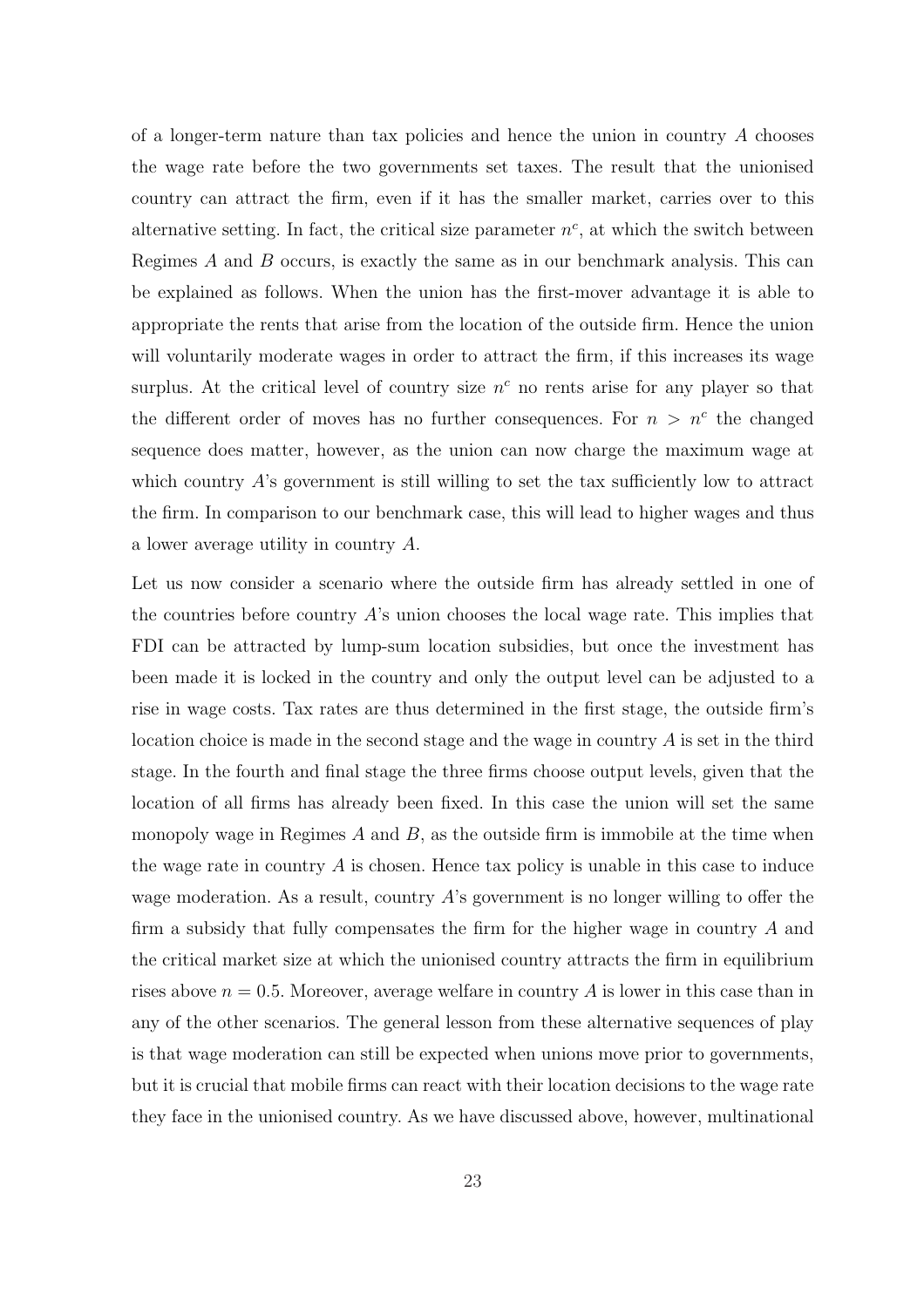of a longer-term nature than tax policies and hence the union in country $A$ chooses the wage rate before the two governments set taxes. The result that the unionised country can attract the firm, even if it has the smaller market, carries over to this alternative setting. In fact, the critical size parameter $n^c$, at which the switch between Regimes $A$ and $B$ occurs, is exactly the same as in our benchmark analysis. This can be explained as follows. When the union has the first-mover advantage it is able to appropriate the rents that arise from the location of the outside firm. Hence the union will voluntarily moderate wages in order to attract the firm, if this increases its wage surplus. At the critical level of country size $n^c$ no rents arise for any player so that the different order of moves has no further consequences. For $n > n^c$ the changed sequence does matter, however, as the union can now charge the maximum wage at which country $A$'s government is still willing to set the tax sufficiently low to attract the firm. In comparison to our benchmark case, this will lead to higher wages and thus a lower average utility in country $A$.

Let us now consider a scenario where the outside firm has already settled in one of the countries before country $A$'s union chooses the local wage rate. This implies that FDI can be attracted by lump-sum location subsidies, but once the investment has been made it is locked in the country and only the output level can be adjusted to a rise in wage costs. Tax rates are thus determined in the first stage, the outside firm's location choice is made in the second stage and the wage in country $A$ is set in the third stage. In the fourth and final stage the three firms choose output levels, given that the location of all firms has already been fixed. In this case the union will set the same monopoly wage in Regimes $A$ and $B$, as the outside firm is immobile at the time when the wage rate in country $A$ is chosen. Hence tax policy is unable in this case to induce wage moderation. As a result, country $A$'s government is no longer willing to offer the firm a subsidy that fully compensates the firm for the higher wage in country $A$ and the critical market size at which the unionised country attracts the firm in equilibrium rises above $n = 0.5$. Moreover, average welfare in country $A$ is lower in this case than in any of the other scenarios. The general lesson from these alternative sequences of play is that wage moderation can still be expected when unions move prior to governments, but it is crucial that mobile firms can react with their location decisions to the wage rate they face in the unionised country. As we have discussed above, however, multinational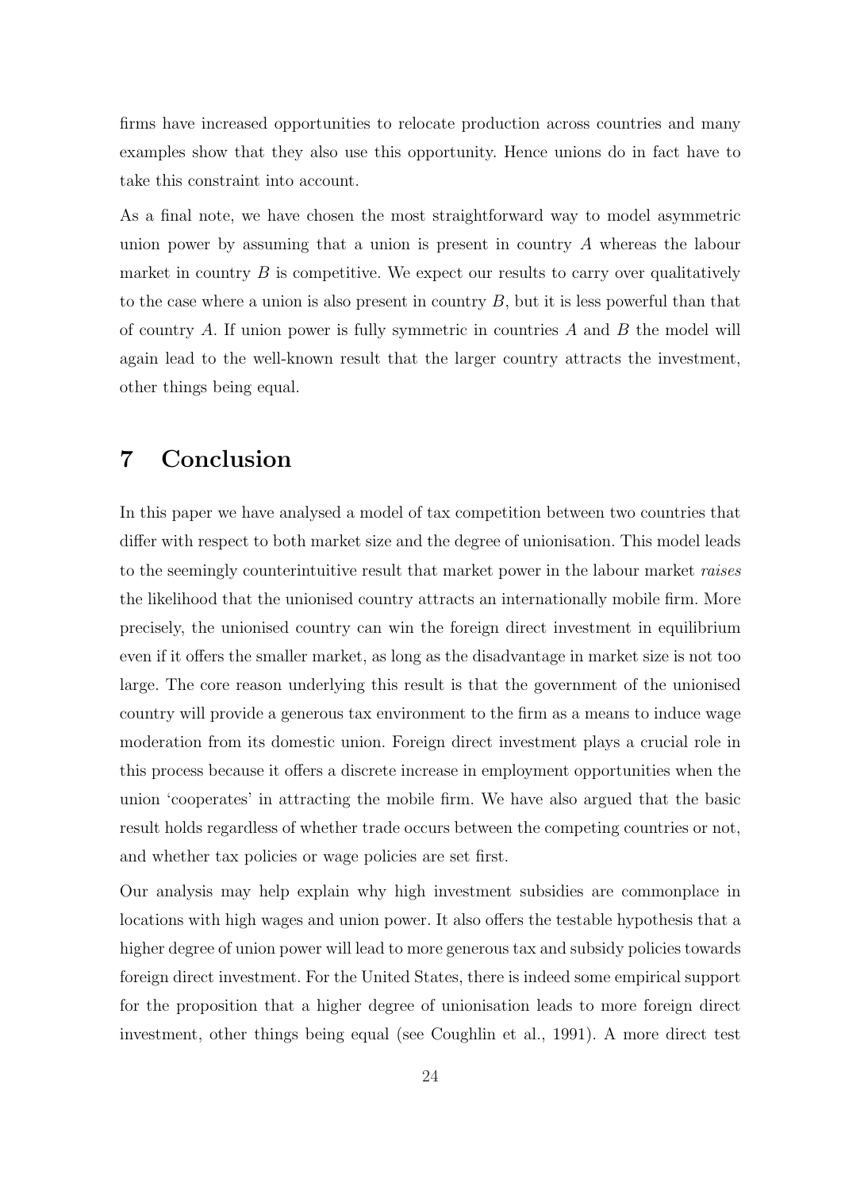firms have increased opportunities to relocate production across countries and many examples show that they also use this opportunity. Hence unions do in fact have to take this constraint into account.

As a final note, we have chosen the most straightforward way to model asymmetric union power by assuming that a union is present in country $A$ whereas the labour market in country $B$ is competitive. We expect our results to carry over qualitatively to the case where a union is also present in country $B$, but it is less powerful than that of country $A$. If union power is fully symmetric in countries $A$ and $B$ the model will again lead to the well-known result that the larger country attracts the investment, other things being equal.

# 7 Conclusion

In this paper we have analysed a model of tax competition between two countries that differ with respect to both market size and the degree of unionisation. This model leads to the seemingly counterintuitive result that market power in the labour market *raises* the likelihood that the unionised country attracts an internationally mobile firm. More precisely, the unionised country can win the foreign direct investment in equilibrium even if it offers the smaller market, as long as the disadvantage in market size is not too large. The core reason underlying this result is that the government of the unionised country will provide a generous tax environment to the firm as a means to induce wage moderation from its domestic union. Foreign direct investment plays a crucial role in this process because it offers a discrete increase in employment opportunities when the union 'cooperates' in attracting the mobile firm. We have also argued that the basic result holds regardless of whether trade occurs between the competing countries or not, and whether tax policies or wage policies are set first.

Our analysis may help explain why high investment subsidies are commonplace in locations with high wages and union power. It also offers the testable hypothesis that a higher degree of union power will lead to more generous tax and subsidy policies towards foreign direct investment. For the United States, there is indeed some empirical support for the proposition that a higher degree of unionisation leads to more foreign direct investment, other things being equal (see Coughlin et al., 1991). A more direct test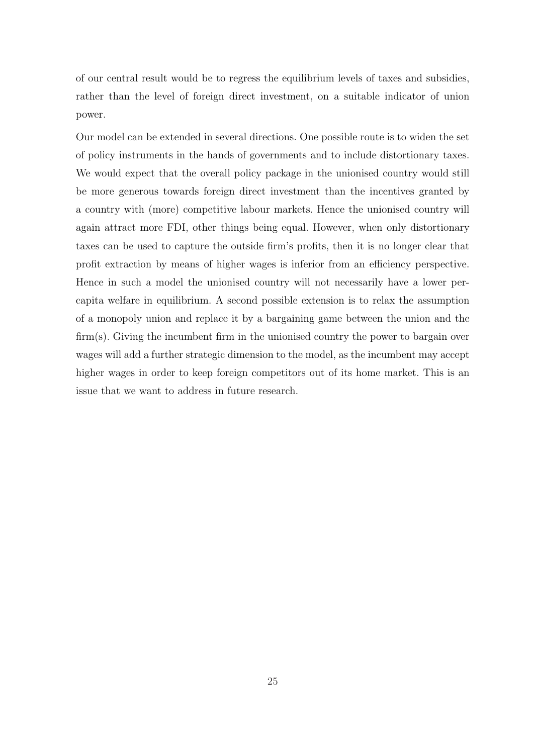of our central result would be to regress the equilibrium levels of taxes and subsidies, rather than the level of foreign direct investment, on a suitable indicator of union power.

Our model can be extended in several directions. One possible route is to widen the set of policy instruments in the hands of governments and to include distortionary taxes. We would expect that the overall policy package in the unionised country would still be more generous towards foreign direct investment than the incentives granted by a country with (more) competitive labour markets. Hence the unionised country will again attract more FDI, other things being equal. However, when only distortionary taxes can be used to capture the outside firm's profits, then it is no longer clear that profit extraction by means of higher wages is inferior from an efficiency perspective. Hence in such a model the unionised country will not necessarily have a lower per-capita welfare in equilibrium. A second possible extension is to relax the assumption of a monopoly union and replace it by a bargaining game between the union and the firm(s). Giving the incumbent firm in the unionised country the power to bargain over wages will add a further strategic dimension to the model, as the incumbent may accept higher wages in order to keep foreign competitors out of its home market. This is an issue that we want to address in future research.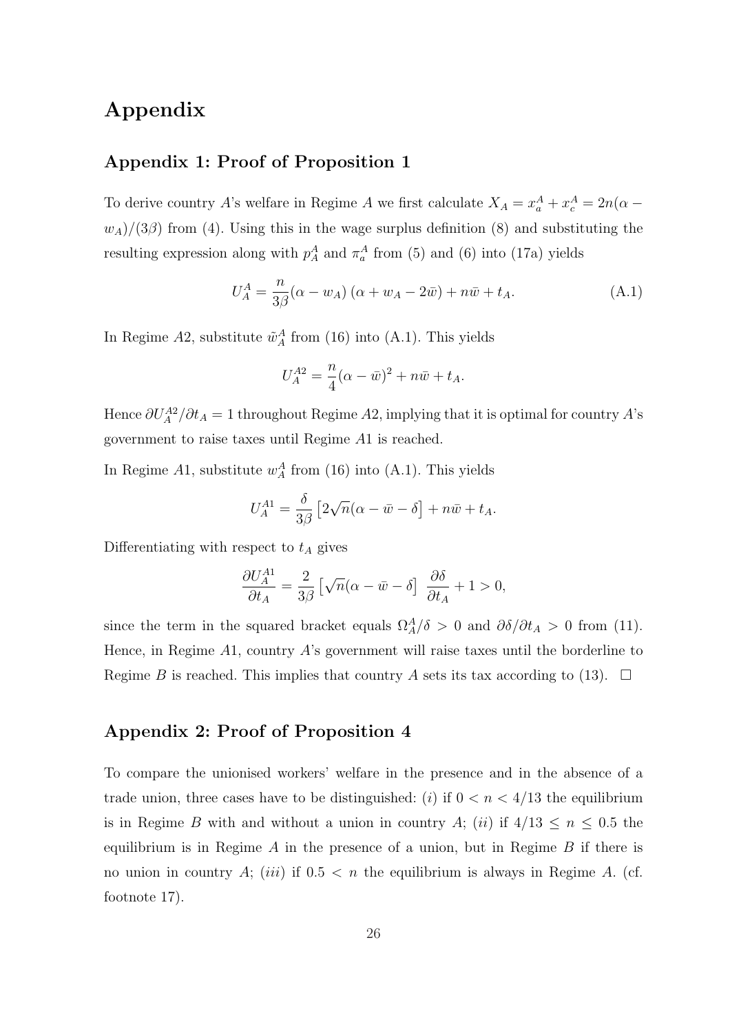# Appendix

## Appendix 1: Proof of Proposition 1

To derive country $A$'s welfare in Regime $A$ we first calculate $X_A = x_a^A + x_c^A = 2n(\alpha - w_A)/(3\beta)$ from (4). Using this in the wage surplus definition (8) and substituting the resulting expression along with $p_A^A$ and $\pi_a^A$ from (5) and (6) into (17a) yields

$$U_A^A = \frac{n}{3\beta}(\alpha - w_A)\,(\alpha + w_A - 2\bar{w}) + n\bar{w} + t_A. \tag{A.1}$$

In Regime $A2$, substitute $\tilde{w}_A^A$ from (16) into (A.1). This yields

$$U_A^{A2} = \frac{n}{4}(\alpha - \bar{w})^2 + n\bar{w} + t_A.$$

Hence $\partial U_A^{A2}/\partial t_A = 1$ throughout Regime $A2$, implying that it is optimal for country $A$'s government to raise taxes until Regime $A1$ is reached.

In Regime $A1$, substitute $w_A^A$ from (16) into (A.1). This yields

$$U_A^{A1} = \frac{\delta}{3\beta}\left[2\sqrt{n}(\alpha - \bar{w} - \delta\right] + n\bar{w} + t_A.$$

Differentiating with respect to $t_A$ gives

$$\frac{\partial U_A^{A1}}{\partial t_A} = \frac{2}{3\beta}\left[\sqrt{n}(\alpha - \bar{w} - \delta\right]\,\frac{\partial \delta}{\partial t_A} + 1 > 0,$$

since the term in the squared bracket equals $\Omega_A^A/\delta > 0$ and $\partial\delta/\partial t_A > 0$ from (11). Hence, in Regime $A1$, country $A$'s government will raise taxes until the borderline to Regime $B$ is reached. This implies that country $A$ sets its tax according to (13). $\square$

## Appendix 2: Proof of Proposition 4

To compare the unionised workers' welfare in the presence and in the absence of a trade union, three cases have to be distinguished: ($i$) if $0 < n < 4/13$ the equilibrium is in Regime $B$ with and without a union in country $A$; ($ii$) if $4/13 \leq n \leq 0.5$ the equilibrium is in Regime $A$ in the presence of a union, but in Regime $B$ if there is no union in country $A$; ($iii$) if $0.5 < n$ the equilibrium is always in Regime $A$. (cf. footnote 17).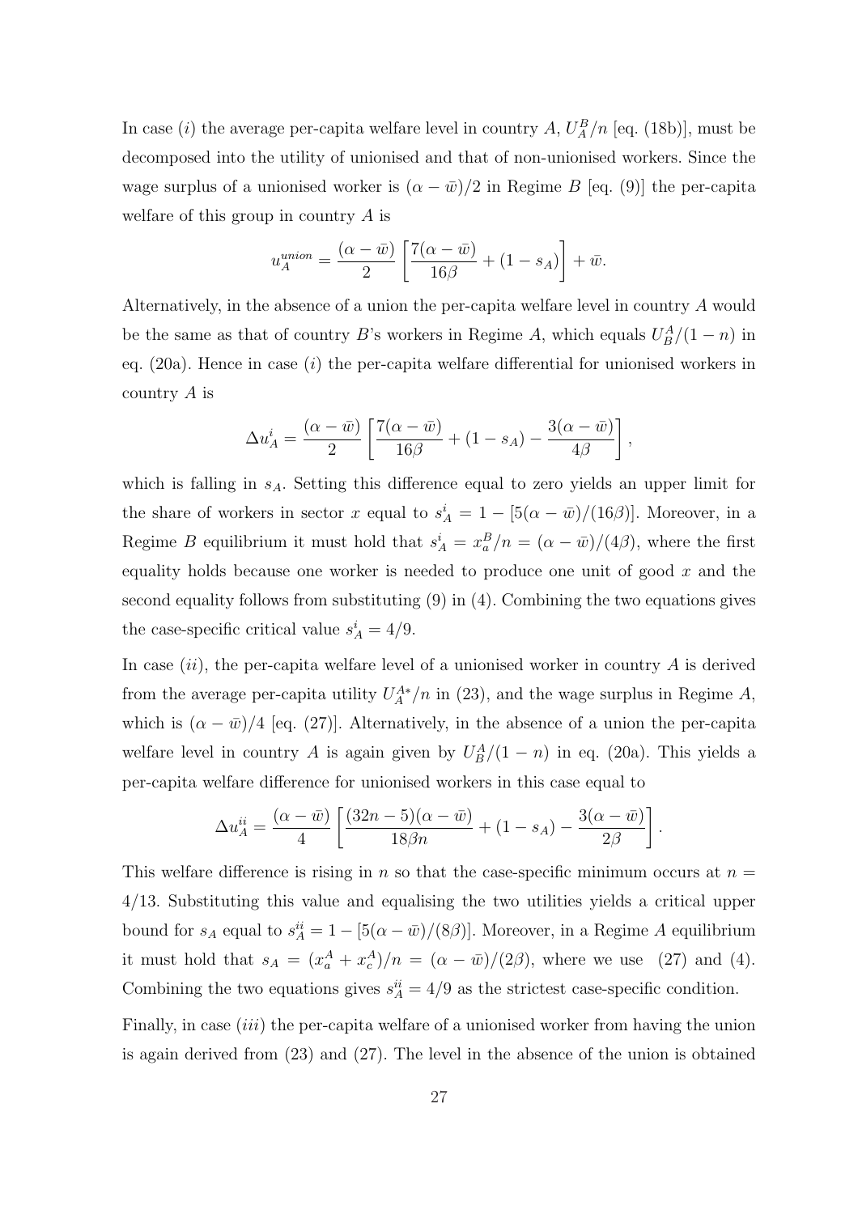In case $(i)$ the average per-capita welfare level in country $A$, $U_A^B/n$ [eq. (18b)], must be decomposed into the utility of unionised and that of non-unionised workers. Since the wage surplus of a unionised worker is $(\alpha - \bar{w})/2$ in Regime $B$ [eq. (9)] the per-capita welfare of this group in country $A$ is

$$u_A^{union} = \frac{(\alpha - \bar{w})}{2}\left[\frac{7(\alpha - \bar{w})}{16\beta} + (1 - s_A)\right] + \bar{w}.$$

Alternatively, in the absence of a union the per-capita welfare level in country $A$ would be the same as that of country $B$'s workers in Regime $A$, which equals $U_B^A/(1-n)$ in eq. (20a). Hence in case $(i)$ the per-capita welfare differential for unionised workers in country $A$ is

$$\Delta u_A^i = \frac{(\alpha - \bar{w})}{2}\left[\frac{7(\alpha - \bar{w})}{16\beta} + (1 - s_A) - \frac{3(\alpha - \bar{w})}{4\beta}\right],$$

which is falling in $s_A$. Setting this difference equal to zero yields an upper limit for the share of workers in sector $x$ equal to $s_A^i = 1 - [5(\alpha - \bar{w})/(16\beta)]$. Moreover, in a Regime $B$ equilibrium it must hold that $s_A^i = x_a^B/n = (\alpha - \bar{w})/(4\beta)$, where the first equality holds because one worker is needed to produce one unit of good $x$ and the second equality follows from substituting (9) in (4). Combining the two equations gives the case-specific critical value $s_A^i = 4/9$.

In case $(ii)$, the per-capita welfare level of a unionised worker in country $A$ is derived from the average per-capita utility $U_A^{A*}/n$ in (23), and the wage surplus in Regime $A$, which is $(\alpha - \bar{w})/4$ [eq. (27)]. Alternatively, in the absence of a union the per-capita welfare level in country $A$ is again given by $U_B^A/(1-n)$ in eq. (20a). This yields a per-capita welfare difference for unionised workers in this case equal to

$$\Delta u_A^{ii} = \frac{(\alpha - \bar{w})}{4}\left[\frac{(32n - 5)(\alpha - \bar{w})}{18\beta n} + (1 - s_A) - \frac{3(\alpha - \bar{w})}{2\beta}\right].$$

This welfare difference is rising in $n$ so that the case-specific minimum occurs at $n = 4/13$. Substituting this value and equalising the two utilities yields a critical upper bound for $s_A$ equal to $s_A^{ii} = 1 - [5(\alpha - \bar{w})/(8\beta)]$. Moreover, in a Regime $A$ equilibrium it must hold that $s_A = (x_a^A + x_c^A)/n = (\alpha - \bar{w})/(2\beta)$, where we use (27) and (4). Combining the two equations gives $s_A^{ii} = 4/9$ as the strictest case-specific condition.

Finally, in case $(iii)$ the per-capita welfare of a unionised worker from having the union is again derived from (23) and (27). The level in the absence of the union is obtained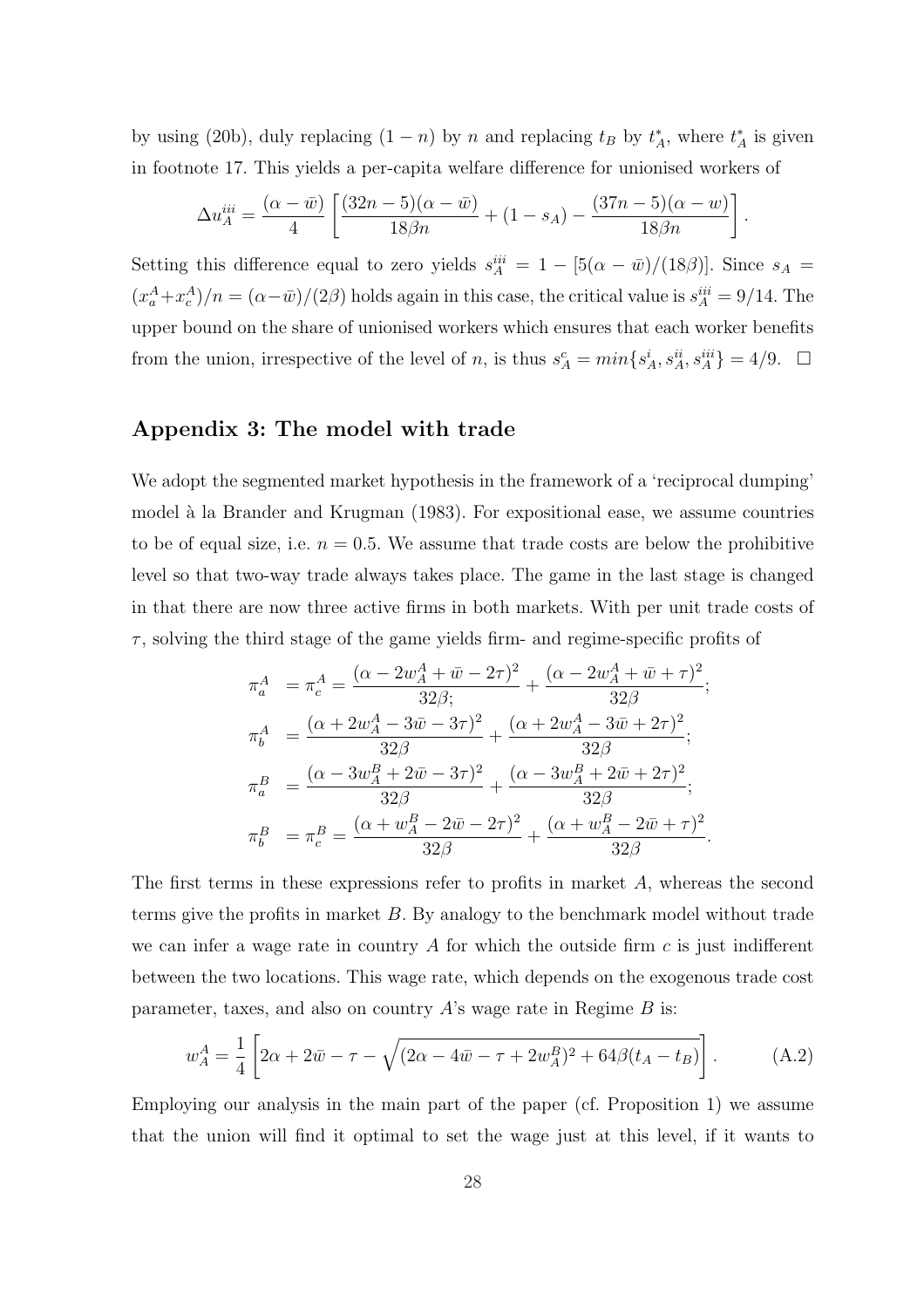by using (20b), duly replacing $(1-n)$ by $n$ and replacing $t_B$ by $t_A^*$, where $t_A^*$ is given in footnote 17. This yields a per-capita welfare difference for unionised workers of

$$\Delta u_A^{iii} = \frac{(\alpha - \bar{w})}{4}\left[\frac{(32n-5)(\alpha - \bar{w})}{18\beta n} + (1 - s_A) - \frac{(37n-5)(\alpha - w)}{18\beta n}\right].$$

Setting this difference equal to zero yields $s_A^{iii} = 1 - [5(\alpha - \bar{w})/(18\beta)]$. Since $s_A = (x_a^A + x_c^A)/n = (\alpha - \bar{w})/(2\beta)$ holds again in this case, the critical value is $s_A^{iii} = 9/14$. The upper bound on the share of unionised workers which ensures that each worker benefits from the union, irrespective of the level of $n$, is thus $s_A^c = min\{s_A^i, s_A^{ii}, s_A^{iii}\} = 4/9$. $\square$

## Appendix 3: The model with trade

We adopt the segmented market hypothesis in the framework of a 'reciprocal dumping' model à la Brander and Krugman (1983). For expositional ease, we assume countries to be of equal size, i.e. $n = 0.5$. We assume that trade costs are below the prohibitive level so that two-way trade always takes place. The game in the last stage is changed in that there are now three active firms in both markets. With per unit trade costs of $\tau$, solving the third stage of the game yields firm- and regime-specific profits of

$$\begin{aligned}
\pi_a^A &= \pi_c^A = \frac{(\alpha - 2w_A^A + \bar{w} - 2\tau)^2}{32\beta;} + \frac{(\alpha - 2w_A^A + \bar{w} + \tau)^2}{32\beta}; \\
\pi_b^A &= \frac{(\alpha + 2w_A^A - 3\bar{w} - 3\tau)^2}{32\beta} + \frac{(\alpha + 2w_A^A - 3\bar{w} + 2\tau)^2}{32\beta}; \\
\pi_a^B &= \frac{(\alpha - 3w_A^B + 2\bar{w} - 3\tau)^2}{32\beta} + \frac{(\alpha - 3w_A^B + 2\bar{w} + 2\tau)^2}{32\beta}; \\
\pi_b^B &= \pi_c^B = \frac{(\alpha + w_A^B - 2\bar{w} - 2\tau)^2}{32\beta} + \frac{(\alpha + w_A^B - 2\bar{w} + \tau)^2}{32\beta}.
\end{aligned}$$

The first terms in these expressions refer to profits in market $A$, whereas the second terms give the profits in market $B$. By analogy to the benchmark model without trade we can infer a wage rate in country $A$ for which the outside firm $c$ is just indifferent between the two locations. This wage rate, which depends on the exogenous trade cost parameter, taxes, and also on country $A$'s wage rate in Regime $B$ is:

$$w_A^A = \frac{1}{4}\left[2\alpha + 2\bar{w} - \tau - \sqrt{(2\alpha - 4\bar{w} - \tau + 2w_A^B)^2 + 64\beta(t_A - t_B)}\right]. \tag{A.2}$$

Employing our analysis in the main part of the paper (cf. Proposition 1) we assume that the union will find it optimal to set the wage just at this level, if it wants to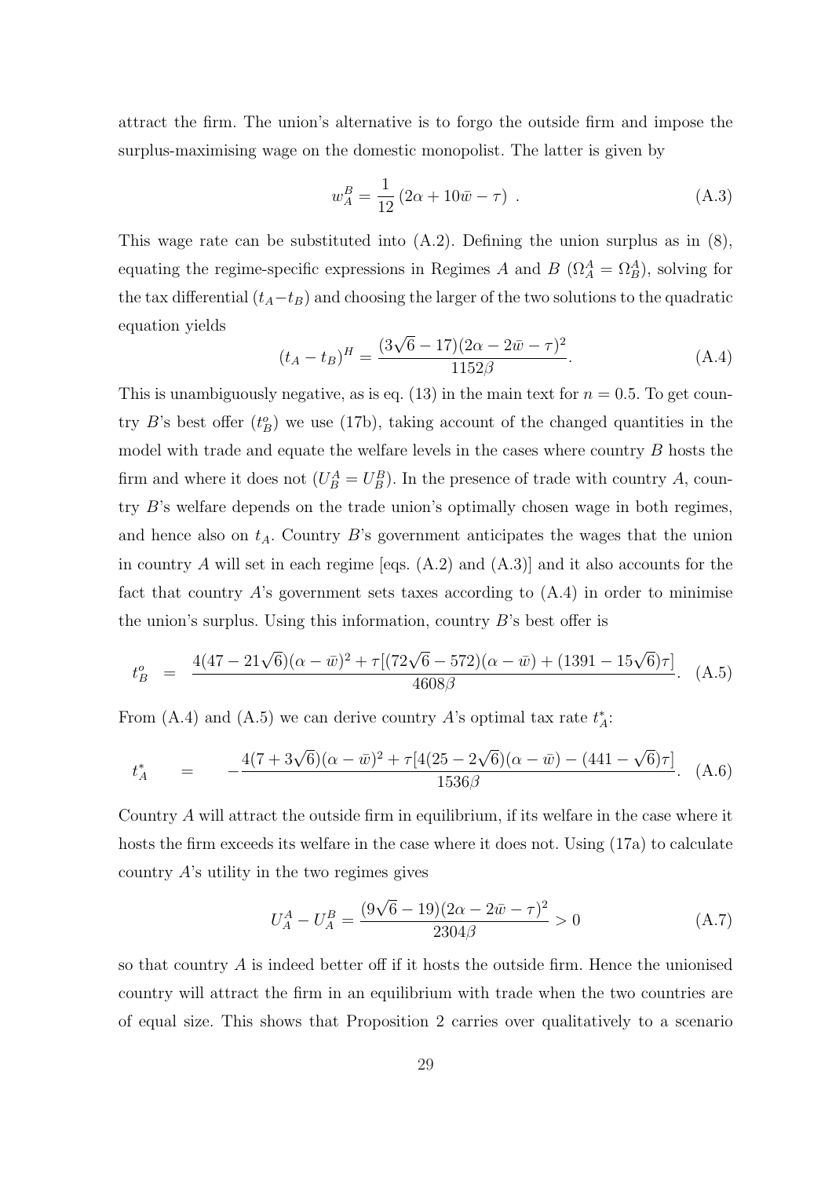attract the firm. The union's alternative is to forgo the outside firm and impose the surplus-maximising wage on the domestic monopolist. The latter is given by

$$w_A^B = \frac{1}{12}\left(2\alpha + 10\bar{w} - \tau\right) \ . \tag{A.3}$$

This wage rate can be substituted into (A.2). Defining the union surplus as in (8), equating the regime-specific expressions in Regimes $A$ and $B$ ($\Omega_A^A = \Omega_B^A$), solving for the tax differential ($t_A - t_B$) and choosing the larger of the two solutions to the quadratic equation yields

$$(t_A - t_B)^H = \frac{(3\sqrt{6} - 17)(2\alpha - 2\bar{w} - \tau)^2}{1152\beta}. \tag{A.4}$$

This is unambiguously negative, as is eq. (13) in the main text for $n = 0.5$. To get country $B$'s best offer ($t_B^o$) we use (17b), taking account of the changed quantities in the model with trade and equate the welfare levels in the cases where country $B$ hosts the firm and where it does not ($U_B^A = U_B^B$). In the presence of trade with country $A$, country $B$'s welfare depends on the trade union's optimally chosen wage in both regimes, and hence also on $t_A$. Country $B$'s government anticipates the wages that the union in country $A$ will set in each regime [eqs. (A.2) and (A.3)] and it also accounts for the fact that country $A$'s government sets taxes according to (A.4) in order to minimise the union's surplus. Using this information, country $B$'s best offer is

$$t_B^o \;=\; \frac{4(47 - 21\sqrt{6})(\alpha - \bar{w})^2 + \tau[(72\sqrt{6} - 572)(\alpha - \bar{w}) + (1391 - 15\sqrt{6})\tau]}{4608\beta}. \tag{A.5}$$

From (A.4) and (A.5) we can derive country $A$'s optimal tax rate $t_A^*$:

$$t_A^* \;=\; -\frac{4(7 + 3\sqrt{6})(\alpha - \bar{w})^2 + \tau[4(25 - 2\sqrt{6})(\alpha - \bar{w}) - (441 - \sqrt{6})\tau]}{1536\beta}. \tag{A.6}$$

Country $A$ will attract the outside firm in equilibrium, if its welfare in the case where it hosts the firm exceeds its welfare in the case where it does not. Using (17a) to calculate country $A$'s utility in the two regimes gives

$$U_A^A - U_A^B = \frac{(9\sqrt{6} - 19)(2\alpha - 2\bar{w} - \tau)^2}{2304\beta} > 0 \tag{A.7}$$

so that country $A$ is indeed better off if it hosts the outside firm. Hence the unionised country will attract the firm in an equilibrium with trade when the two countries are of equal size. This shows that Proposition 2 carries over qualitatively to a scenario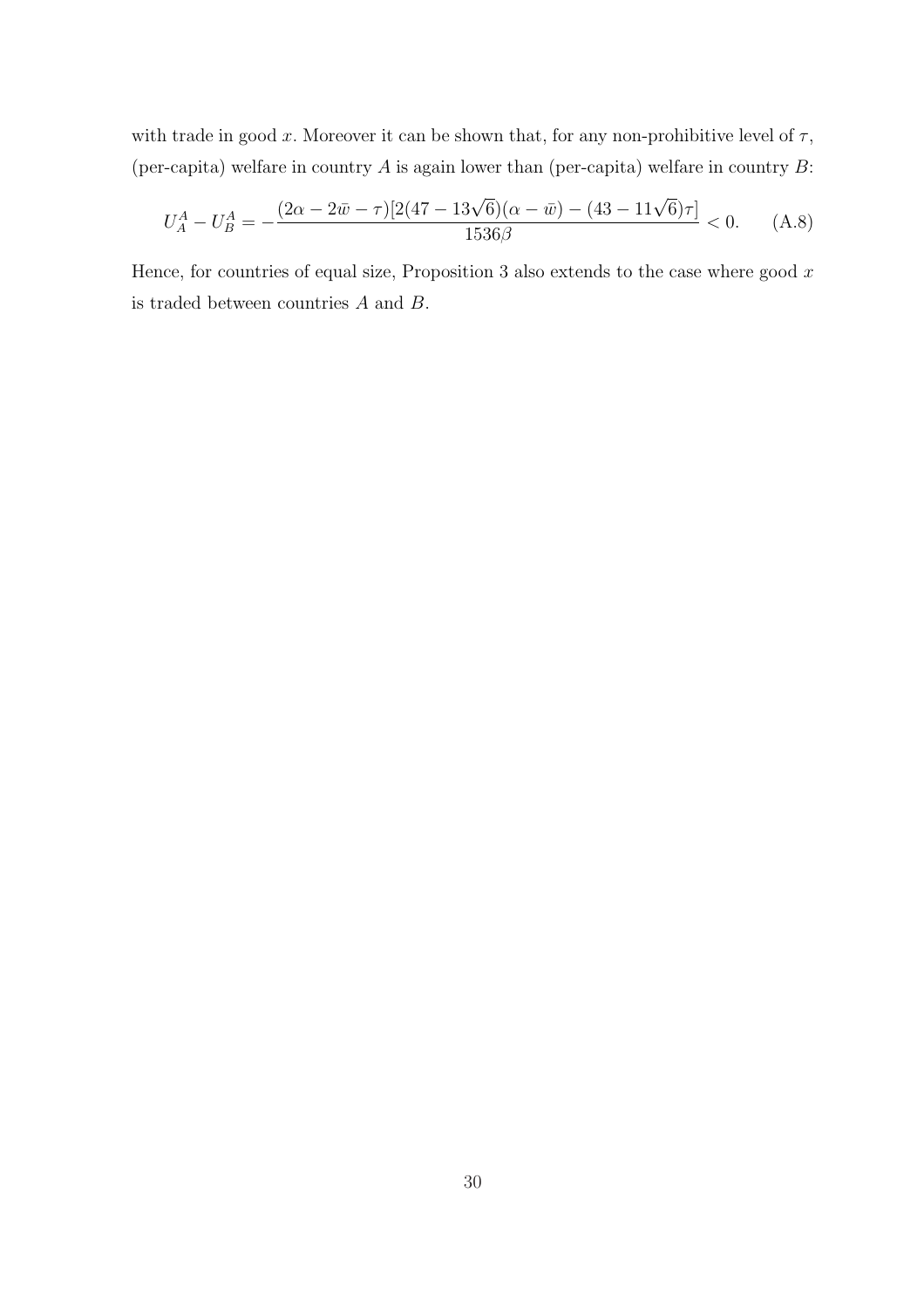with trade in good $x$. Moreover it can be shown that, for any non-prohibitive level of $\tau$, (per-capita) welfare in country $A$ is again lower than (per-capita) welfare in country $B$:

$$U_A^A - U_B^A = -\frac{(2\alpha - 2\bar{w} - \tau)[2(47 - 13\sqrt{6})(\alpha - \bar{w}) - (43 - 11\sqrt{6})\tau]}{1536\beta} < 0. \qquad \text{(A.8)}$$

Hence, for countries of equal size, Proposition 3 also extends to the case where good $x$ is traded between countries $A$ and $B$.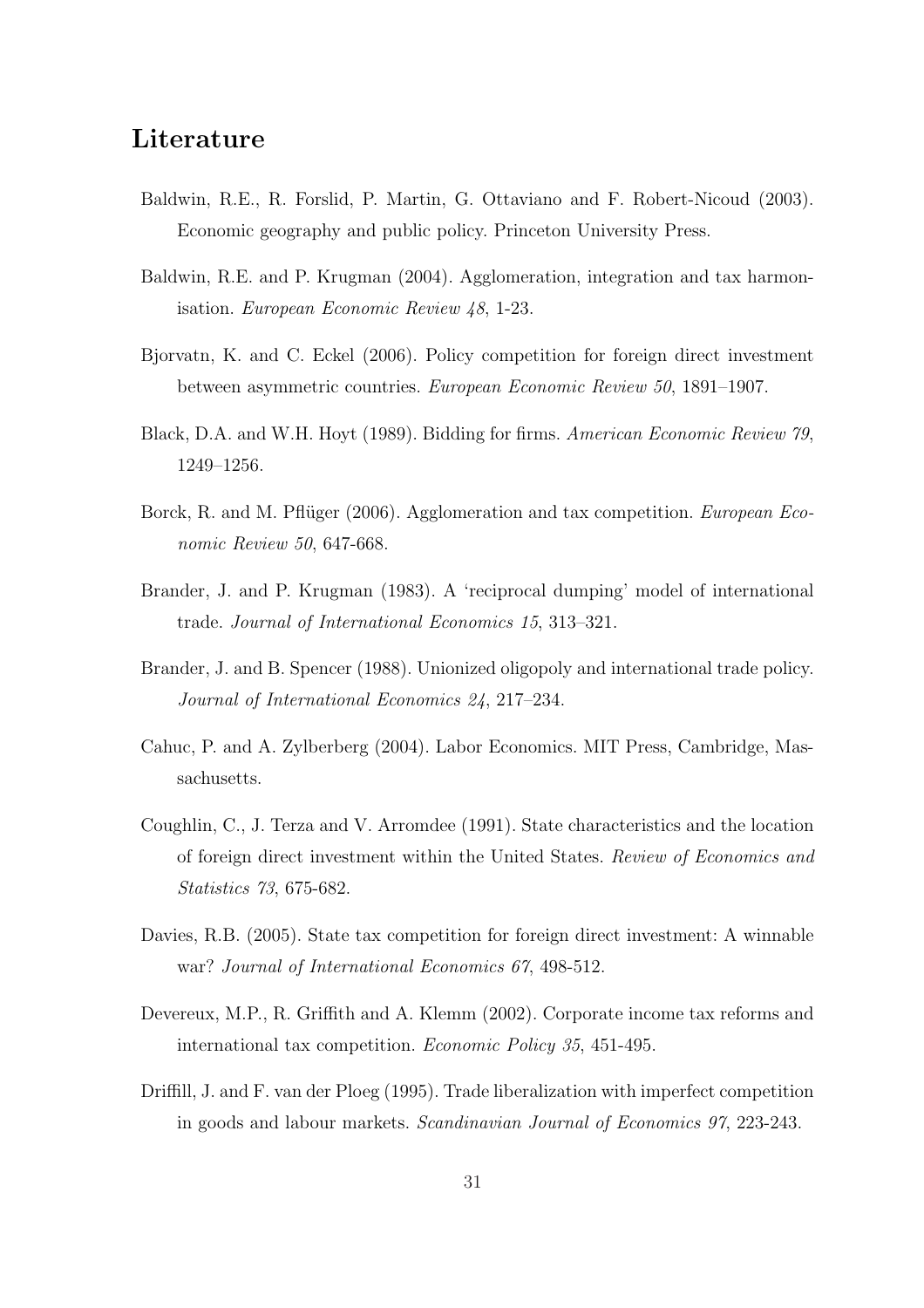## Literature

Baldwin, R.E., R. Forslid, P. Martin, G. Ottaviano and F. Robert-Nicoud (2003). Economic geography and public policy. Princeton University Press.

Baldwin, R.E. and P. Krugman (2004). Agglomeration, integration and tax harmonisation. *European Economic Review 48*, 1-23.

Bjorvatn, K. and C. Eckel (2006). Policy competition for foreign direct investment between asymmetric countries. *European Economic Review 50*, 1891–1907.

Black, D.A. and W.H. Hoyt (1989). Bidding for firms. *American Economic Review 79*, 1249–1256.

Borck, R. and M. Pflüger (2006). Agglomeration and tax competition. *European Economic Review 50*, 647-668.

Brander, J. and P. Krugman (1983). A 'reciprocal dumping' model of international trade. *Journal of International Economics 15*, 313–321.

Brander, J. and B. Spencer (1988). Unionized oligopoly and international trade policy. *Journal of International Economics 24*, 217–234.

Cahuc, P. and A. Zylberberg (2004). Labor Economics. MIT Press, Cambridge, Massachusetts.

Coughlin, C., J. Terza and V. Arromdee (1991). State characteristics and the location of foreign direct investment within the United States. *Review of Economics and Statistics 73*, 675-682.

Davies, R.B. (2005). State tax competition for foreign direct investment: A winnable war? *Journal of International Economics 67*, 498-512.

Devereux, M.P., R. Griffith and A. Klemm (2002). Corporate income tax reforms and international tax competition. *Economic Policy 35*, 451-495.

Driffill, J. and F. van der Ploeg (1995). Trade liberalization with imperfect competition in goods and labour markets. *Scandinavian Journal of Economics 97*, 223-243.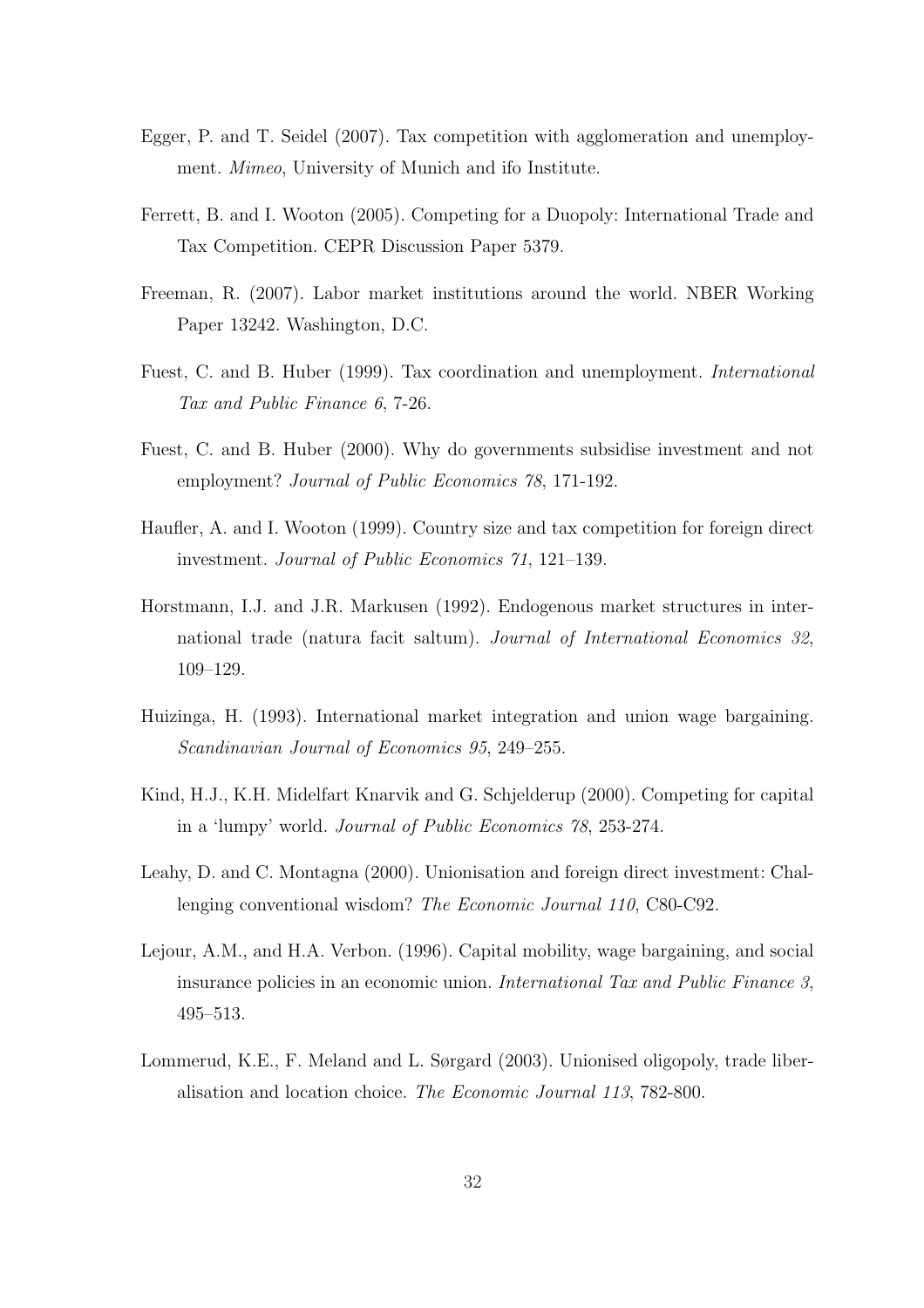Egger, P. and T. Seidel (2007). Tax competition with agglomeration and unemployment. *Mimeo*, University of Munich and ifo Institute.

Ferrett, B. and I. Wooton (2005). Competing for a Duopoly: International Trade and Tax Competition. CEPR Discussion Paper 5379.

Freeman, R. (2007). Labor market institutions around the world. NBER Working Paper 13242. Washington, D.C.

Fuest, C. and B. Huber (1999). Tax coordination and unemployment. *International Tax and Public Finance 6*, 7-26.

Fuest, C. and B. Huber (2000). Why do governments subsidise investment and not employment? *Journal of Public Economics 78*, 171-192.

Haufler, A. and I. Wooton (1999). Country size and tax competition for foreign direct investment. *Journal of Public Economics 71*, 121–139.

Horstmann, I.J. and J.R. Markusen (1992). Endogenous market structures in international trade (natura facit saltum). *Journal of International Economics 32*, 109–129.

Huizinga, H. (1993). International market integration and union wage bargaining. *Scandinavian Journal of Economics 95*, 249–255.

Kind, H.J., K.H. Midelfart Knarvik and G. Schjelderup (2000). Competing for capital in a 'lumpy' world. *Journal of Public Economics 78*, 253-274.

Leahy, D. and C. Montagna (2000). Unionisation and foreign direct investment: Challenging conventional wisdom? *The Economic Journal 110*, C80-C92.

Lejour, A.M., and H.A. Verbon. (1996). Capital mobility, wage bargaining, and social insurance policies in an economic union. *International Tax and Public Finance 3*, 495–513.

Lommerud, K.E., F. Meland and L. Sørgard (2003). Unionised oligopoly, trade liberalisation and location choice. *The Economic Journal 113*, 782-800.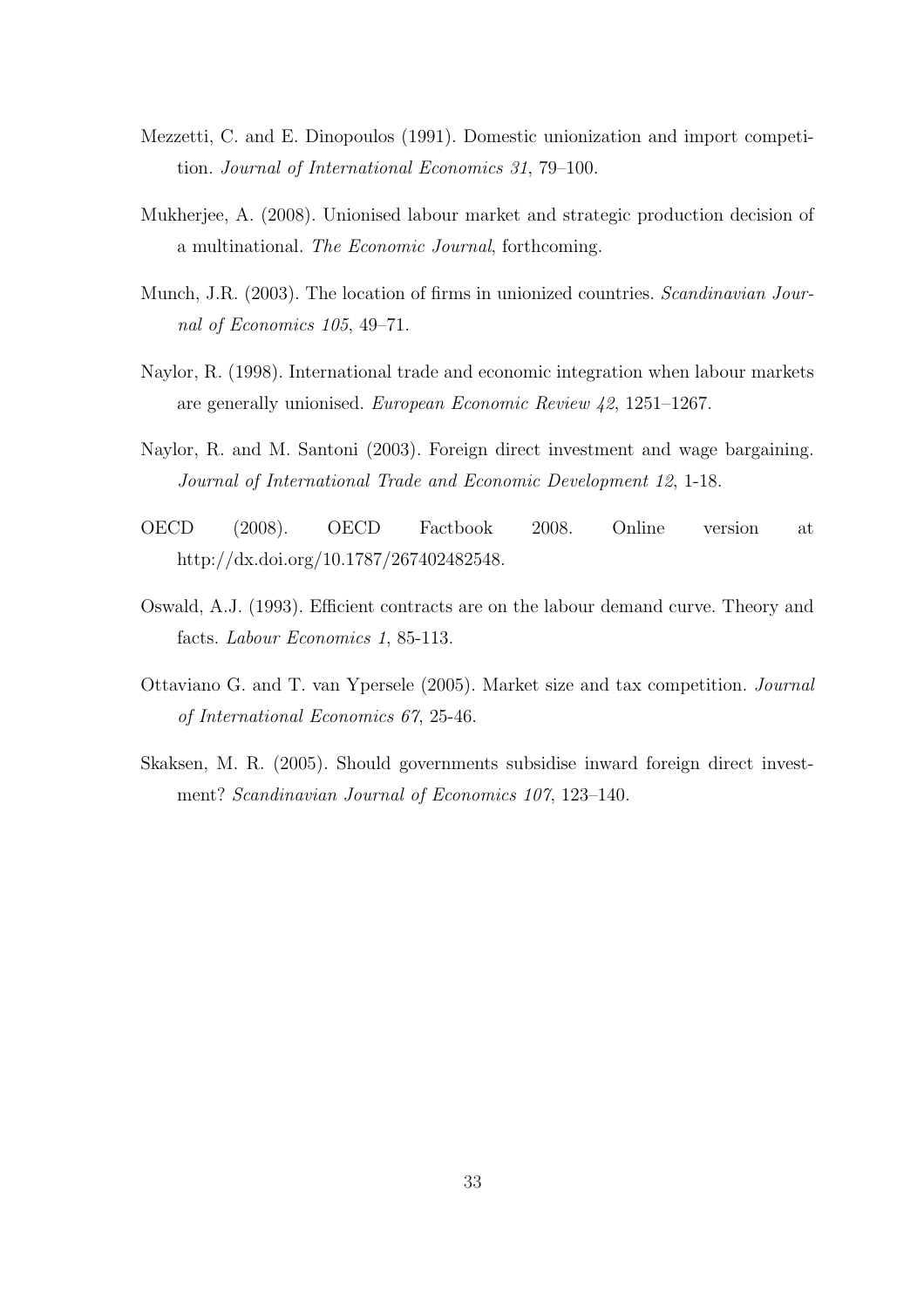Mezzetti, C. and E. Dinopoulos (1991). Domestic unionization and import competition. *Journal of International Economics 31*, 79–100.

Mukherjee, A. (2008). Unionised labour market and strategic production decision of a multinational. *The Economic Journal*, forthcoming.

Munch, J.R. (2003). The location of firms in unionized countries. *Scandinavian Journal of Economics 105*, 49–71.

Naylor, R. (1998). International trade and economic integration when labour markets are generally unionised. *European Economic Review 42*, 1251–1267.

Naylor, R. and M. Santoni (2003). Foreign direct investment and wage bargaining. *Journal of International Trade and Economic Development 12*, 1-18.

OECD (2008). OECD Factbook 2008. Online version at http://dx.doi.org/10.1787/267402482548.

Oswald, A.J. (1993). Efficient contracts are on the labour demand curve. Theory and facts. *Labour Economics 1*, 85-113.

Ottaviano G. and T. van Ypersele (2005). Market size and tax competition. *Journal of International Economics 67*, 25-46.

Skaksen, M. R. (2005). Should governments subsidise inward foreign direct investment? *Scandinavian Journal of Economics 107*, 123–140.